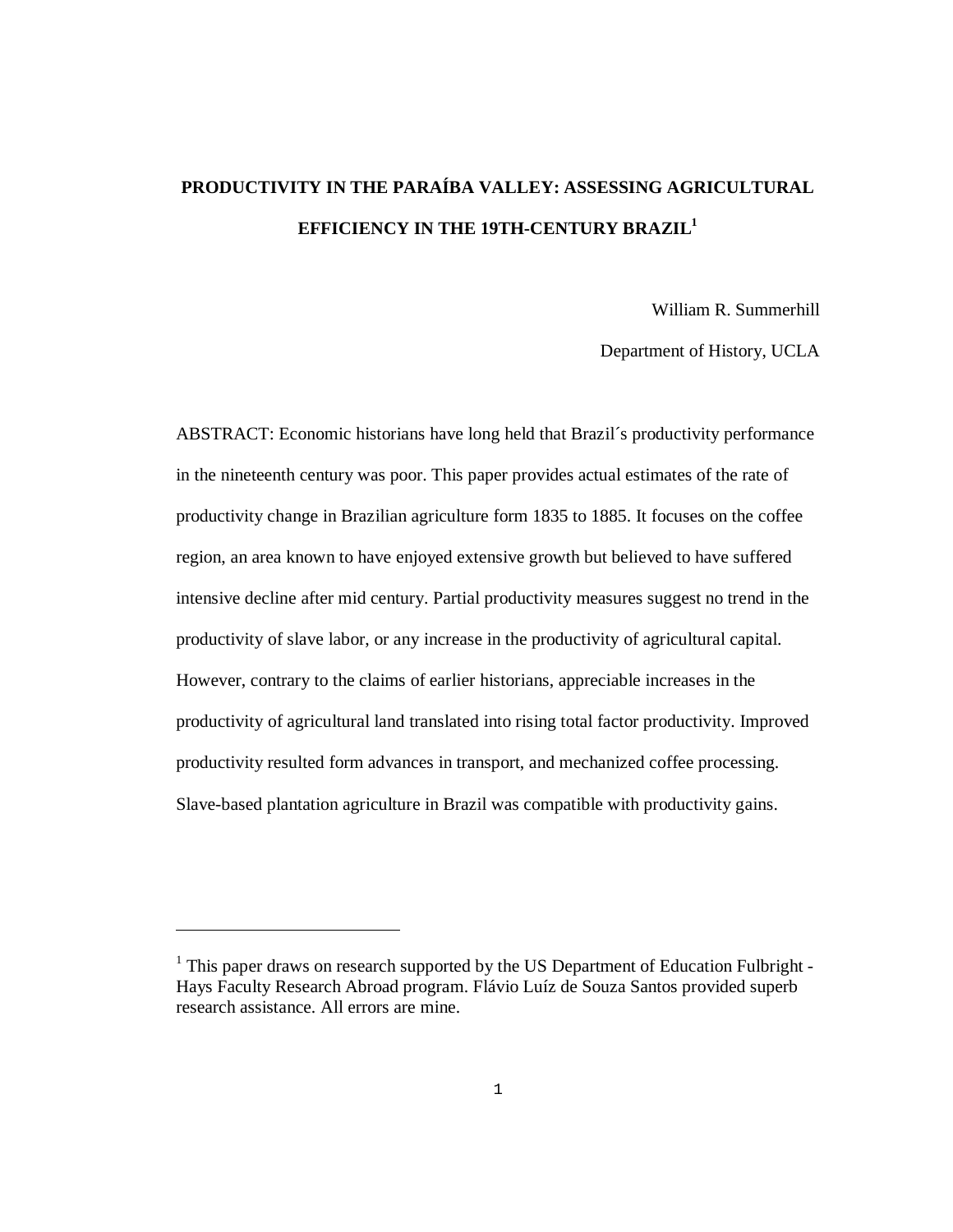# PRODUCTIVITY IN THE PARAÍBA VALLEY: ASSESSING AGRICULTURAL EFFICIENCY IN THE 19TH-CENTURY BRAZIL[1]

William R. Summerhill

Department of History, UCLA

ABSTRACT: Economic historians have long held that Brazil´s productivity performance in the nineteenth century was poor. This paper provides actual estimates of the rate of productivity change in Brazilian agriculture form 1835 to 1885. It focuses on the coffee region, an area known to have enjoyed extensive growth but believed to have suffered intensive decline after mid century. Partial productivity measures suggest no trend in the productivity of slave labor, or any increase in the productivity of agricultural capital. However, contrary to the claims of earlier historians, appreciable increases in the productivity of agricultural land translated into rising total factor productivity. Improved productivity resulted form advances in transport, and mechanized coffee processing. Slave-based plantation agriculture in Brazil was compatible with productivity gains.

---

[1] This paper draws on research supported by the US Department of Education Fulbright - Hays Faculty Research Abroad program. Flávio Luíz de Souza Santos provided superb research assistance. All errors are mine.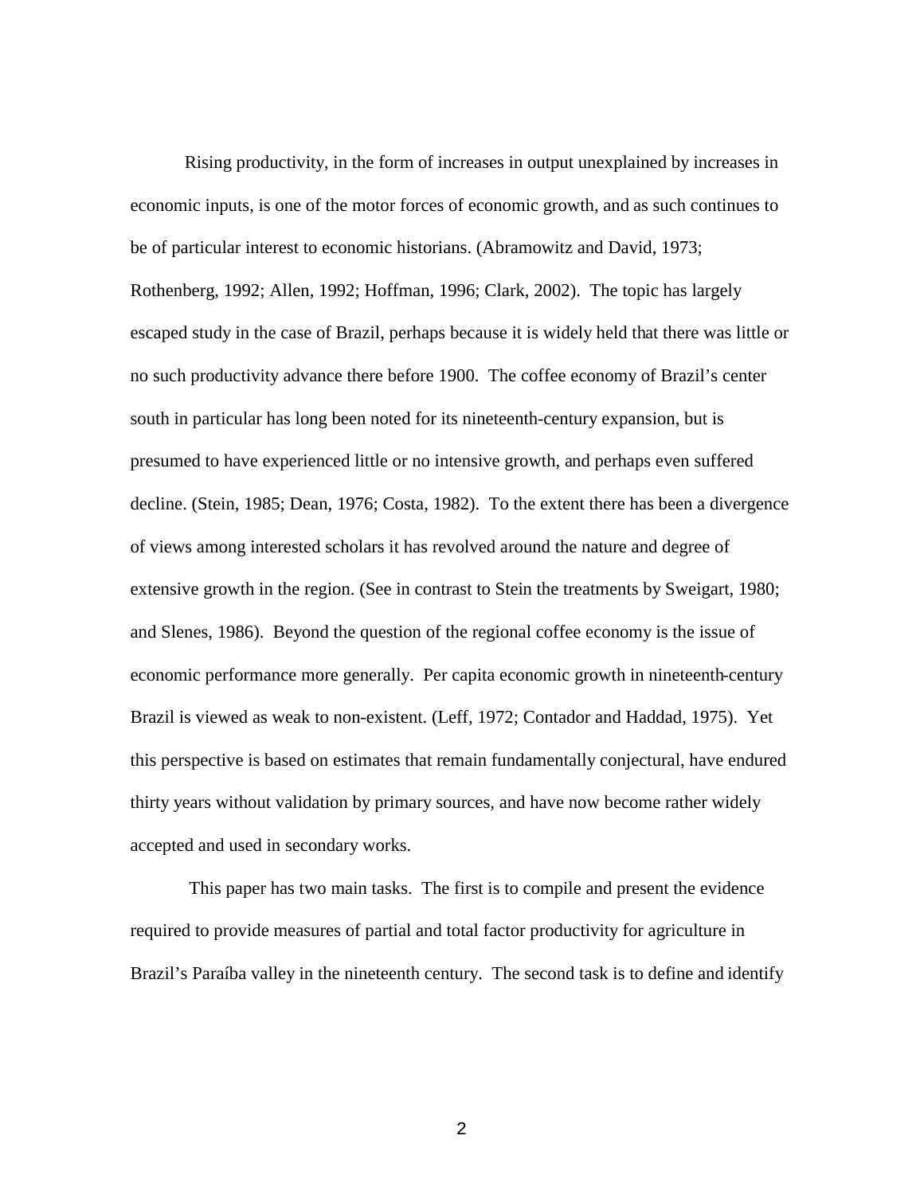Rising productivity, in the form of increases in output unexplained by increases in economic inputs, is one of the motor forces of economic growth, and as such continues to be of particular interest to economic historians. (Abramowitz and David, 1973; Rothenberg, 1992; Allen, 1992; Hoffman, 1996; Clark, 2002). The topic has largely escaped study in the case of Brazil, perhaps because it is widely held that there was little or no such productivity advance there before 1900. The coffee economy of Brazil's center south in particular has long been noted for its nineteenth-century expansion, but is presumed to have experienced little or no intensive growth, and perhaps even suffered decline. (Stein, 1985; Dean, 1976; Costa, 1982). To the extent there has been a divergence of views among interested scholars it has revolved around the nature and degree of extensive growth in the region. (See in contrast to Stein the treatments by Sweigart, 1980; and Slenes, 1986). Beyond the question of the regional coffee economy is the issue of economic performance more generally. Per capita economic growth in nineteenth-century Brazil is viewed as weak to non-existent. (Leff, 1972; Contador and Haddad, 1975). Yet this perspective is based on estimates that remain fundamentally conjectural, have endured thirty years without validation by primary sources, and have now become rather widely accepted and used in secondary works.

This paper has two main tasks. The first is to compile and present the evidence required to provide measures of partial and total factor productivity for agriculture in Brazil's Paraíba valley in the nineteenth century. The second task is to define and identify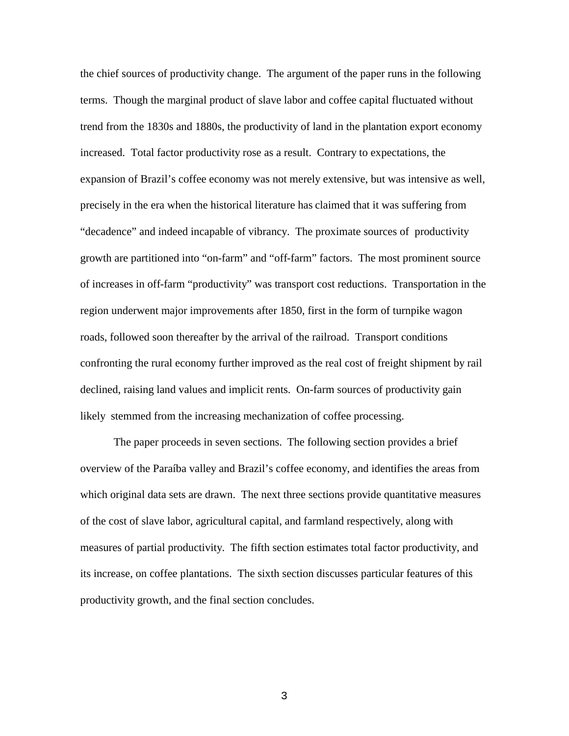the chief sources of productivity change. The argument of the paper runs in the following terms. Though the marginal product of slave labor and coffee capital fluctuated without trend from the 1830s and 1880s, the productivity of land in the plantation export economy increased. Total factor productivity rose as a result. Contrary to expectations, the expansion of Brazil's coffee economy was not merely extensive, but was intensive as well, precisely in the era when the historical literature has claimed that it was suffering from "decadence" and indeed incapable of vibrancy. The proximate sources of productivity growth are partitioned into "on-farm" and "off-farm" factors. The most prominent source of increases in off-farm "productivity" was transport cost reductions. Transportation in the region underwent major improvements after 1850, first in the form of turnpike wagon roads, followed soon thereafter by the arrival of the railroad. Transport conditions confronting the rural economy further improved as the real cost of freight shipment by rail declined, raising land values and implicit rents. On-farm sources of productivity gain likely stemmed from the increasing mechanization of coffee processing.

The paper proceeds in seven sections. The following section provides a brief overview of the Paraíba valley and Brazil's coffee economy, and identifies the areas from which original data sets are drawn. The next three sections provide quantitative measures of the cost of slave labor, agricultural capital, and farmland respectively, along with measures of partial productivity. The fifth section estimates total factor productivity, and its increase, on coffee plantations. The sixth section discusses particular features of this productivity growth, and the final section concludes.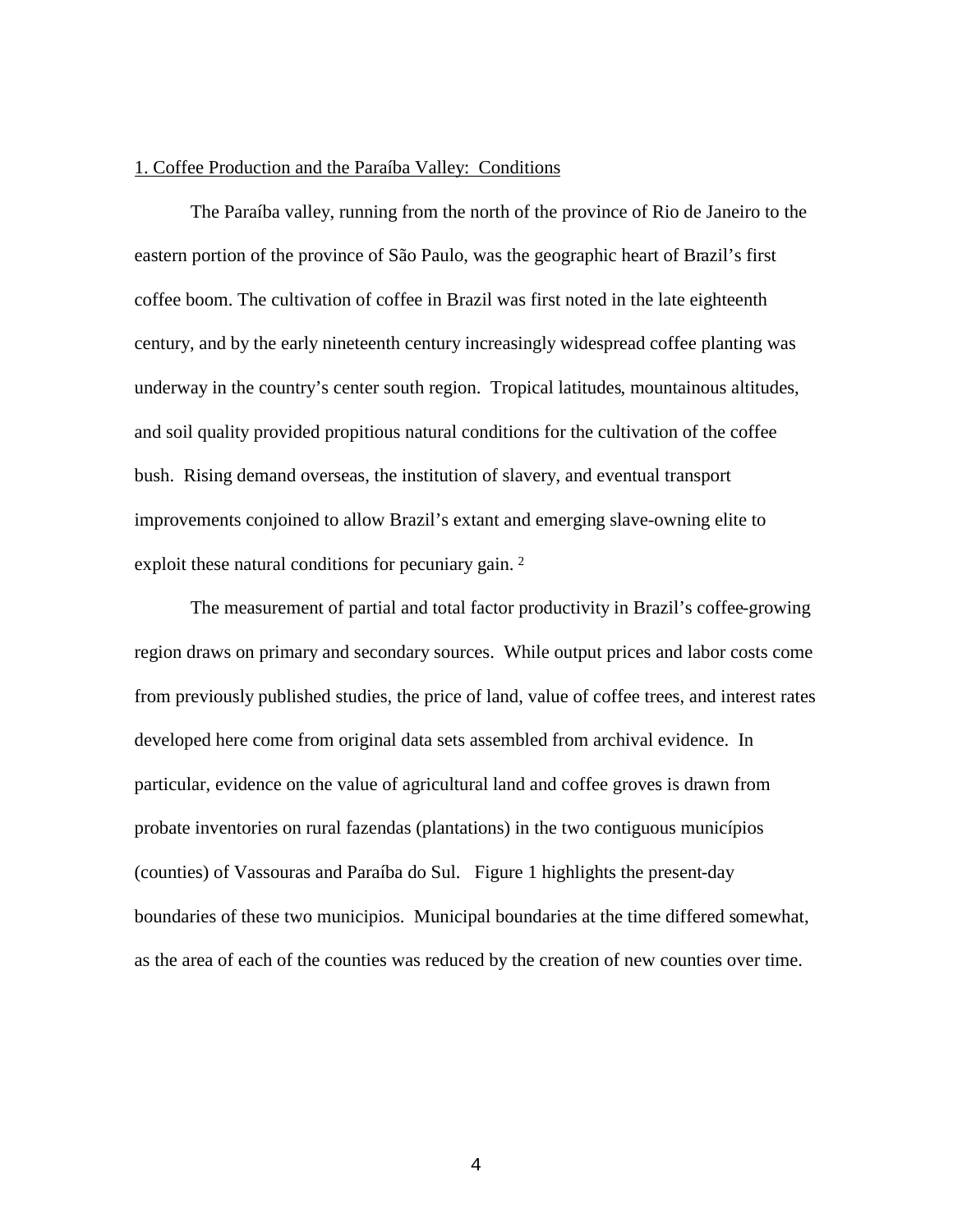## 1. Coffee Production and the Paraíba Valley: Conditions

The Paraíba valley, running from the north of the province of Rio de Janeiro to the eastern portion of the province of São Paulo, was the geographic heart of Brazil's first coffee boom. The cultivation of coffee in Brazil was first noted in the late eighteenth century, and by the early nineteenth century increasingly widespread coffee planting was underway in the country's center south region. Tropical latitudes, mountainous altitudes, and soil quality provided propitious natural conditions for the cultivation of the coffee bush. Rising demand overseas, the institution of slavery, and eventual transport improvements conjoined to allow Brazil's extant and emerging slave-owning elite to exploit these natural conditions for pecuniary gain. [2]

The measurement of partial and total factor productivity in Brazil's coffee-growing region draws on primary and secondary sources. While output prices and labor costs come from previously published studies, the price of land, value of coffee trees, and interest rates developed here come from original data sets assembled from archival evidence. In particular, evidence on the value of agricultural land and coffee groves is drawn from probate inventories on rural fazendas (plantations) in the two contiguous municípios (counties) of Vassouras and Paraíba do Sul. Figure 1 highlights the present-day boundaries of these two municipios. Municipal boundaries at the time differed somewhat, as the area of each of the counties was reduced by the creation of new counties over time.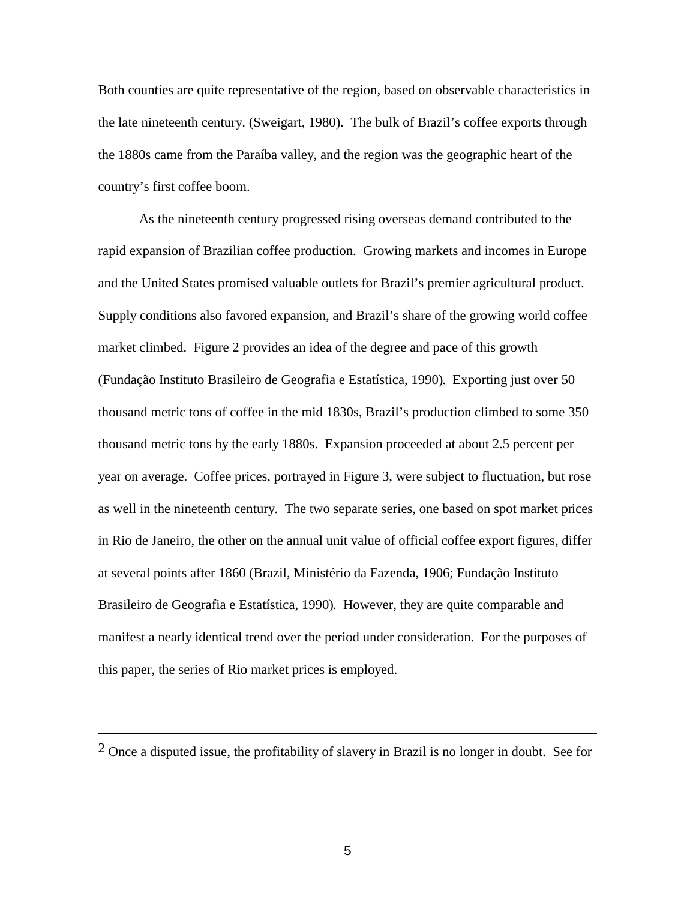Both counties are quite representative of the region, based on observable characteristics in the late nineteenth century. (Sweigart, 1980). The bulk of Brazil's coffee exports through the 1880s came from the Paraíba valley, and the region was the geographic heart of the country's first coffee boom.

As the nineteenth century progressed rising overseas demand contributed to the rapid expansion of Brazilian coffee production. Growing markets and incomes in Europe and the United States promised valuable outlets for Brazil's premier agricultural product. Supply conditions also favored expansion, and Brazil's share of the growing world coffee market climbed. Figure 2 provides an idea of the degree and pace of this growth (Fundação Instituto Brasileiro de Geografia e Estatística, 1990). Exporting just over 50 thousand metric tons of coffee in the mid 1830s, Brazil's production climbed to some 350 thousand metric tons by the early 1880s. Expansion proceeded at about 2.5 percent per year on average. Coffee prices, portrayed in Figure 3, were subject to fluctuation, but rose as well in the nineteenth century. The two separate series, one based on spot market prices in Rio de Janeiro, the other on the annual unit value of official coffee export figures, differ at several points after 1860 (Brazil, Ministério da Fazenda, 1906; Fundação Instituto Brasileiro de Geografia e Estatística, 1990). However, they are quite comparable and manifest a nearly identical trend over the period under consideration. For the purposes of this paper, the series of Rio market prices is employed.

---

[2] Once a disputed issue, the profitability of slavery in Brazil is no longer in doubt. See for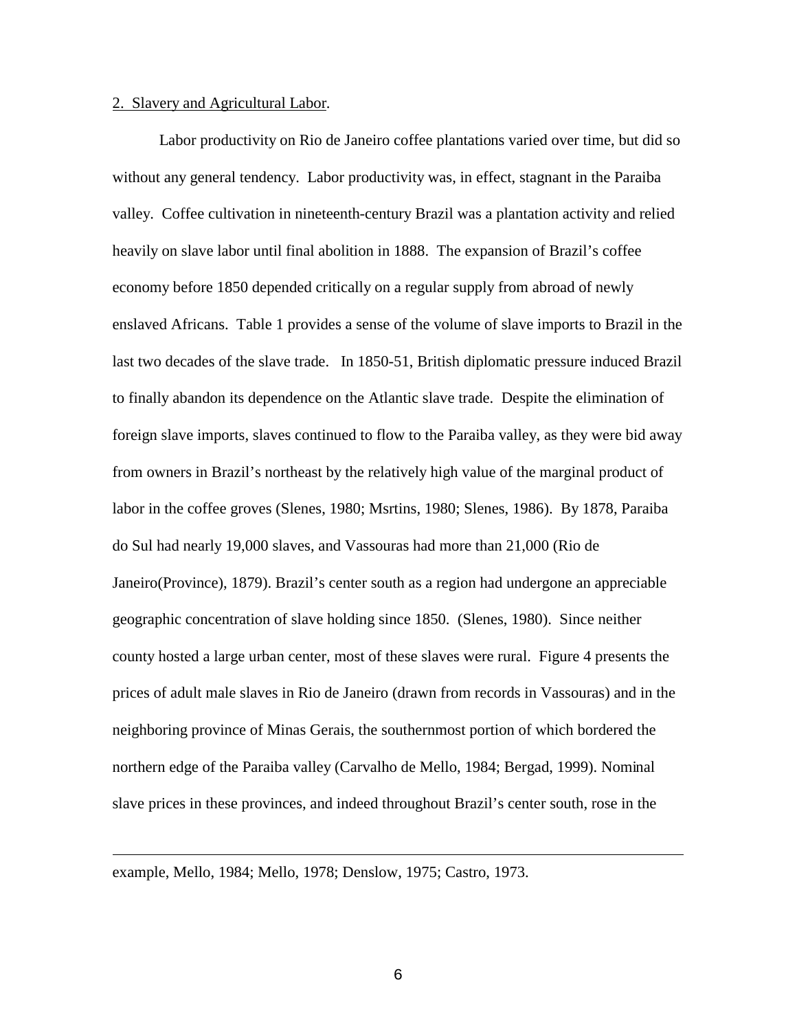2. Slavery and Agricultural Labor.

Labor productivity on Rio de Janeiro coffee plantations varied over time, but did so without any general tendency. Labor productivity was, in effect, stagnant in the Paraiba valley. Coffee cultivation in nineteenth-century Brazil was a plantation activity and relied heavily on slave labor until final abolition in 1888. The expansion of Brazil's coffee economy before 1850 depended critically on a regular supply from abroad of newly enslaved Africans. Table 1 provides a sense of the volume of slave imports to Brazil in the last two decades of the slave trade. In 1850-51, British diplomatic pressure induced Brazil to finally abandon its dependence on the Atlantic slave trade. Despite the elimination of foreign slave imports, slaves continued to flow to the Paraiba valley, as they were bid away from owners in Brazil's northeast by the relatively high value of the marginal product of labor in the coffee groves (Slenes, 1980; Msrtins, 1980; Slenes, 1986). By 1878, Paraiba do Sul had nearly 19,000 slaves, and Vassouras had more than 21,000 (Rio de Janeiro(Province), 1879). Brazil's center south as a region had undergone an appreciable geographic concentration of slave holding since 1850. (Slenes, 1980). Since neither county hosted a large urban center, most of these slaves were rural. Figure 4 presents the prices of adult male slaves in Rio de Janeiro (drawn from records in Vassouras) and in the neighboring province of Minas Gerais, the southernmost portion of which bordered the northern edge of the Paraiba valley (Carvalho de Mello, 1984; Bergad, 1999). Nominal slave prices in these provinces, and indeed throughout Brazil's center south, rose in the

---

example, Mello, 1984; Mello, 1978; Denslow, 1975; Castro, 1973.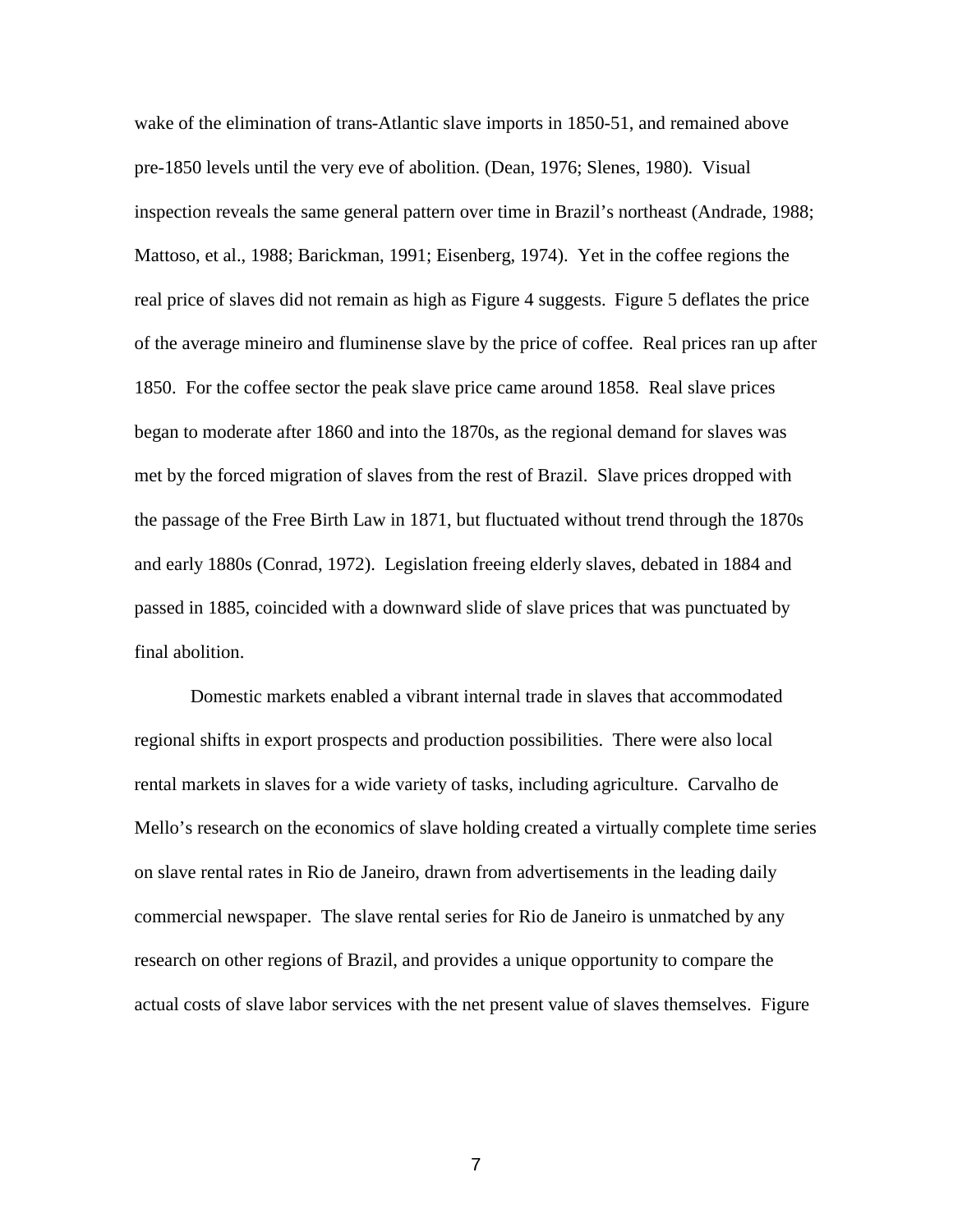wake of the elimination of trans-Atlantic slave imports in 1850-51, and remained above pre-1850 levels until the very eve of abolition. (Dean, 1976; Slenes, 1980). Visual inspection reveals the same general pattern over time in Brazil's northeast (Andrade, 1988; Mattoso, et al., 1988; Barickman, 1991; Eisenberg, 1974). Yet in the coffee regions the real price of slaves did not remain as high as Figure 4 suggests. Figure 5 deflates the price of the average mineiro and fluminense slave by the price of coffee. Real prices ran up after 1850. For the coffee sector the peak slave price came around 1858. Real slave prices began to moderate after 1860 and into the 1870s, as the regional demand for slaves was met by the forced migration of slaves from the rest of Brazil. Slave prices dropped with the passage of the Free Birth Law in 1871, but fluctuated without trend through the 1870s and early 1880s (Conrad, 1972). Legislation freeing elderly slaves, debated in 1884 and passed in 1885, coincided with a downward slide of slave prices that was punctuated by final abolition.

Domestic markets enabled a vibrant internal trade in slaves that accommodated regional shifts in export prospects and production possibilities. There were also local rental markets in slaves for a wide variety of tasks, including agriculture. Carvalho de Mello's research on the economics of slave holding created a virtually complete time series on slave rental rates in Rio de Janeiro, drawn from advertisements in the leading daily commercial newspaper. The slave rental series for Rio de Janeiro is unmatched by any research on other regions of Brazil, and provides a unique opportunity to compare the actual costs of slave labor services with the net present value of slaves themselves. Figure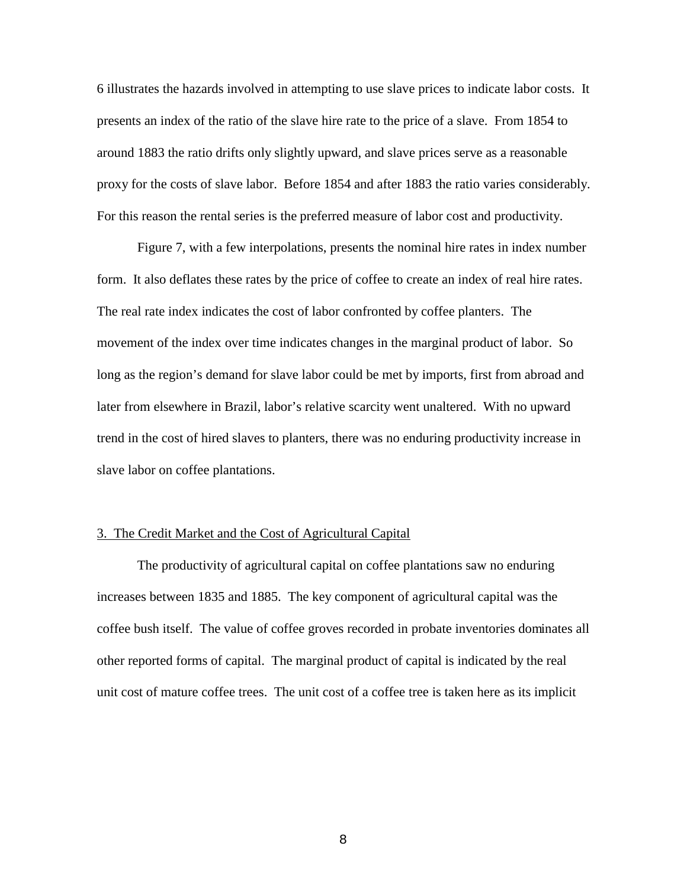6 illustrates the hazards involved in attempting to use slave prices to indicate labor costs. It presents an index of the ratio of the slave hire rate to the price of a slave. From 1854 to around 1883 the ratio drifts only slightly upward, and slave prices serve as a reasonable proxy for the costs of slave labor. Before 1854 and after 1883 the ratio varies considerably. For this reason the rental series is the preferred measure of labor cost and productivity.

Figure 7, with a few interpolations, presents the nominal hire rates in index number form. It also deflates these rates by the price of coffee to create an index of real hire rates. The real rate index indicates the cost of labor confronted by coffee planters. The movement of the index over time indicates changes in the marginal product of labor. So long as the region's demand for slave labor could be met by imports, first from abroad and later from elsewhere in Brazil, labor's relative scarcity went unaltered. With no upward trend in the cost of hired slaves to planters, there was no enduring productivity increase in slave labor on coffee plantations.

## 3. The Credit Market and the Cost of Agricultural Capital

The productivity of agricultural capital on coffee plantations saw no enduring increases between 1835 and 1885. The key component of agricultural capital was the coffee bush itself. The value of coffee groves recorded in probate inventories dominates all other reported forms of capital. The marginal product of capital is indicated by the real unit cost of mature coffee trees. The unit cost of a coffee tree is taken here as its implicit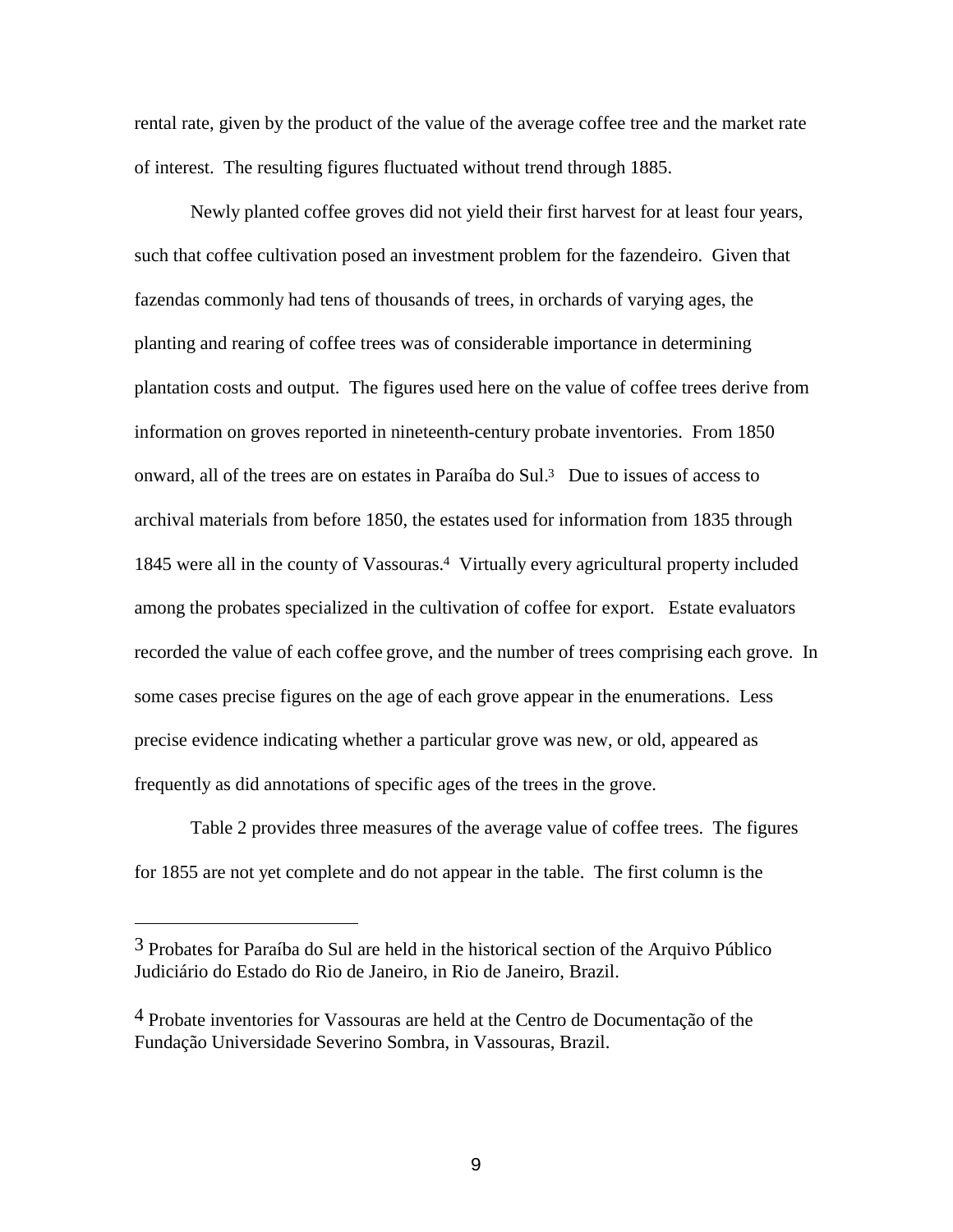rental rate, given by the product of the value of the average coffee tree and the market rate of interest. The resulting figures fluctuated without trend through 1885.

Newly planted coffee groves did not yield their first harvest for at least four years, such that coffee cultivation posed an investment problem for the fazendeiro. Given that fazendas commonly had tens of thousands of trees, in orchards of varying ages, the planting and rearing of coffee trees was of considerable importance in determining plantation costs and output. The figures used here on the value of coffee trees derive from information on groves reported in nineteenth-century probate inventories. From 1850 onward, all of the trees are on estates in Paraíba do Sul.[3] Due to issues of access to archival materials from before 1850, the estates used for information from 1835 through 1845 were all in the county of Vassouras.[4] Virtually every agricultural property included among the probates specialized in the cultivation of coffee for export. Estate evaluators recorded the value of each coffee grove, and the number of trees comprising each grove. In some cases precise figures on the age of each grove appear in the enumerations. Less precise evidence indicating whether a particular grove was new, or old, appeared as frequently as did annotations of specific ages of the trees in the grove.

Table 2 provides three measures of the average value of coffee trees. The figures for 1855 are not yet complete and do not appear in the table. The first column is the

---

[3] Probates for Paraíba do Sul are held in the historical section of the Arquivo Público Judiciário do Estado do Rio de Janeiro, in Rio de Janeiro, Brazil.

[4] Probate inventories for Vassouras are held at the Centro de Documentação of the Fundação Universidade Severino Sombra, in Vassouras, Brazil.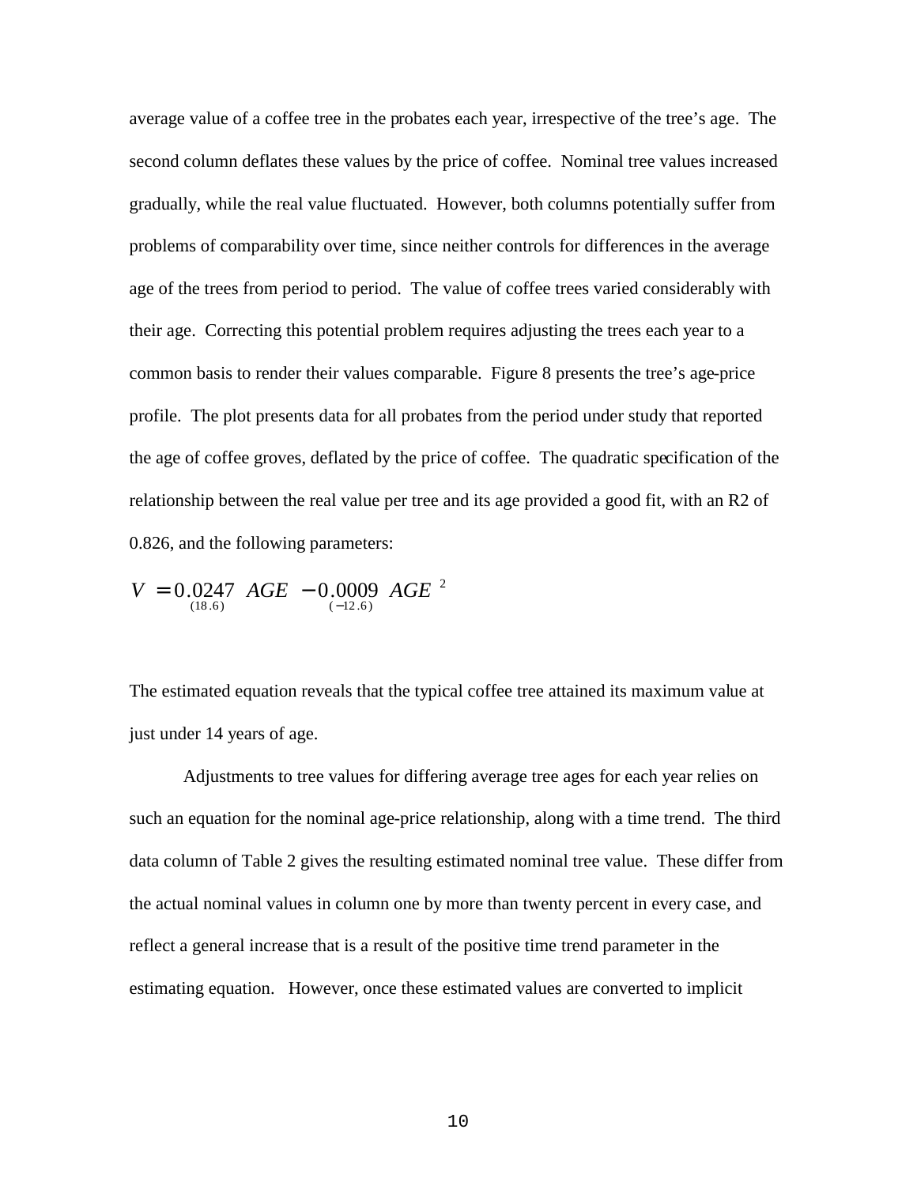average value of a coffee tree in the probates each year, irrespective of the tree's age. The second column deflates these values by the price of coffee. Nominal tree values increased gradually, while the real value fluctuated. However, both columns potentially suffer from problems of comparability over time, since neither controls for differences in the average age of the trees from period to period. The value of coffee trees varied considerably with their age. Correcting this potential problem requires adjusting the trees each year to a common basis to render their values comparable. Figure 8 presents the tree's age-price profile. The plot presents data for all probates from the period under study that reported the age of coffee groves, deflated by the price of coffee. The quadratic specification of the relationship between the real value per tree and its age provided a good fit, with an R2 of 0.826, and the following parameters:

$$V = \underset{(18.6)}{0.0247}\ AGE - \underset{(-12.6)}{0.0009}\ AGE^{2}$$

The estimated equation reveals that the typical coffee tree attained its maximum value at just under 14 years of age.

Adjustments to tree values for differing average tree ages for each year relies on such an equation for the nominal age-price relationship, along with a time trend. The third data column of Table 2 gives the resulting estimated nominal tree value. These differ from the actual nominal values in column one by more than twenty percent in every case, and reflect a general increase that is a result of the positive time trend parameter in the estimating equation. However, once these estimated values are converted to implicit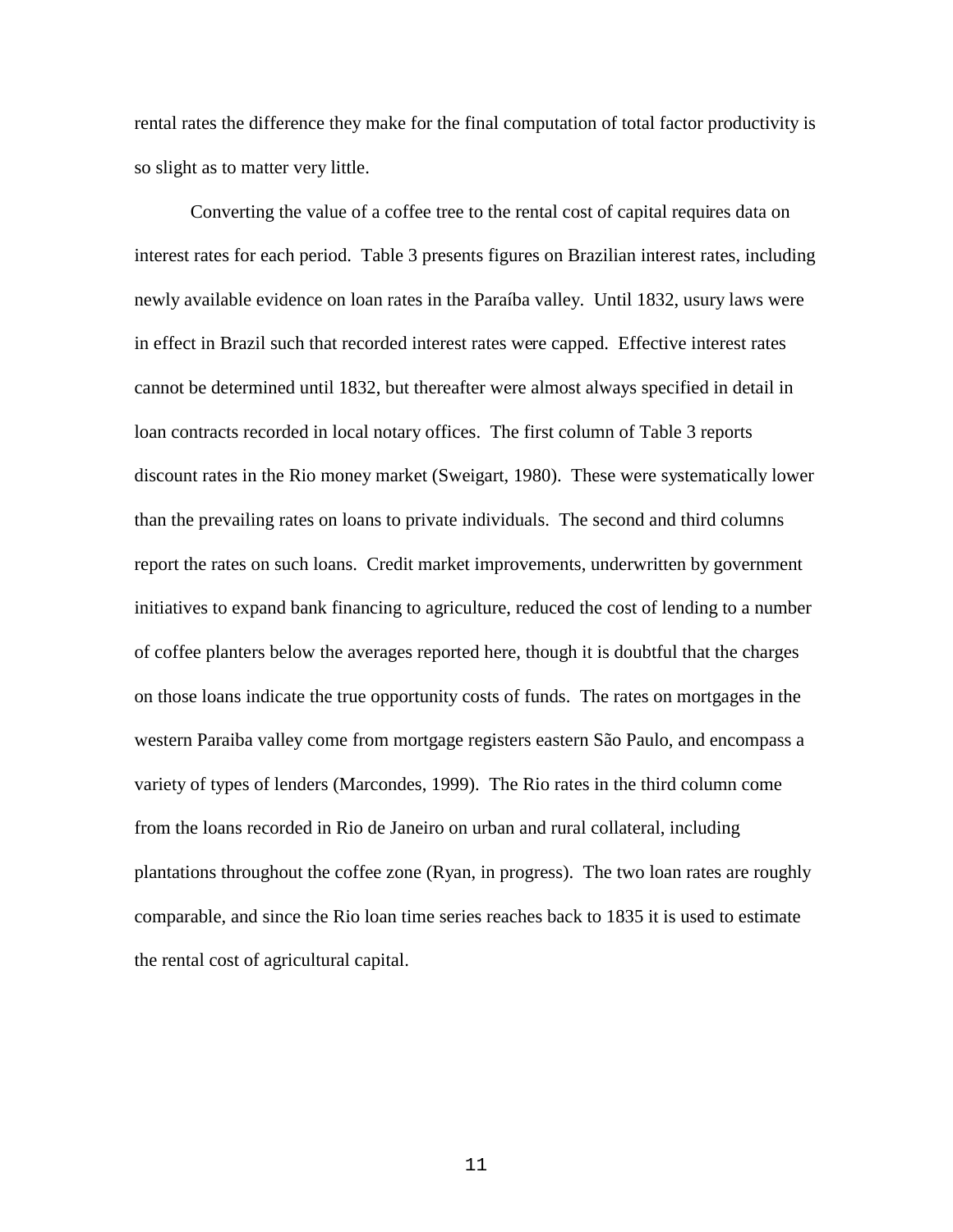rental rates the difference they make for the final computation of total factor productivity is so slight as to matter very little.

Converting the value of a coffee tree to the rental cost of capital requires data on interest rates for each period. Table 3 presents figures on Brazilian interest rates, including newly available evidence on loan rates in the Paraíba valley. Until 1832, usury laws were in effect in Brazil such that recorded interest rates were capped. Effective interest rates cannot be determined until 1832, but thereafter were almost always specified in detail in loan contracts recorded in local notary offices. The first column of Table 3 reports discount rates in the Rio money market (Sweigart, 1980). These were systematically lower than the prevailing rates on loans to private individuals. The second and third columns report the rates on such loans. Credit market improvements, underwritten by government initiatives to expand bank financing to agriculture, reduced the cost of lending to a number of coffee planters below the averages reported here, though it is doubtful that the charges on those loans indicate the true opportunity costs of funds. The rates on mortgages in the western Paraiba valley come from mortgage registers eastern São Paulo, and encompass a variety of types of lenders (Marcondes, 1999). The Rio rates in the third column come from the loans recorded in Rio de Janeiro on urban and rural collateral, including plantations throughout the coffee zone (Ryan, in progress). The two loan rates are roughly comparable, and since the Rio loan time series reaches back to 1835 it is used to estimate the rental cost of agricultural capital.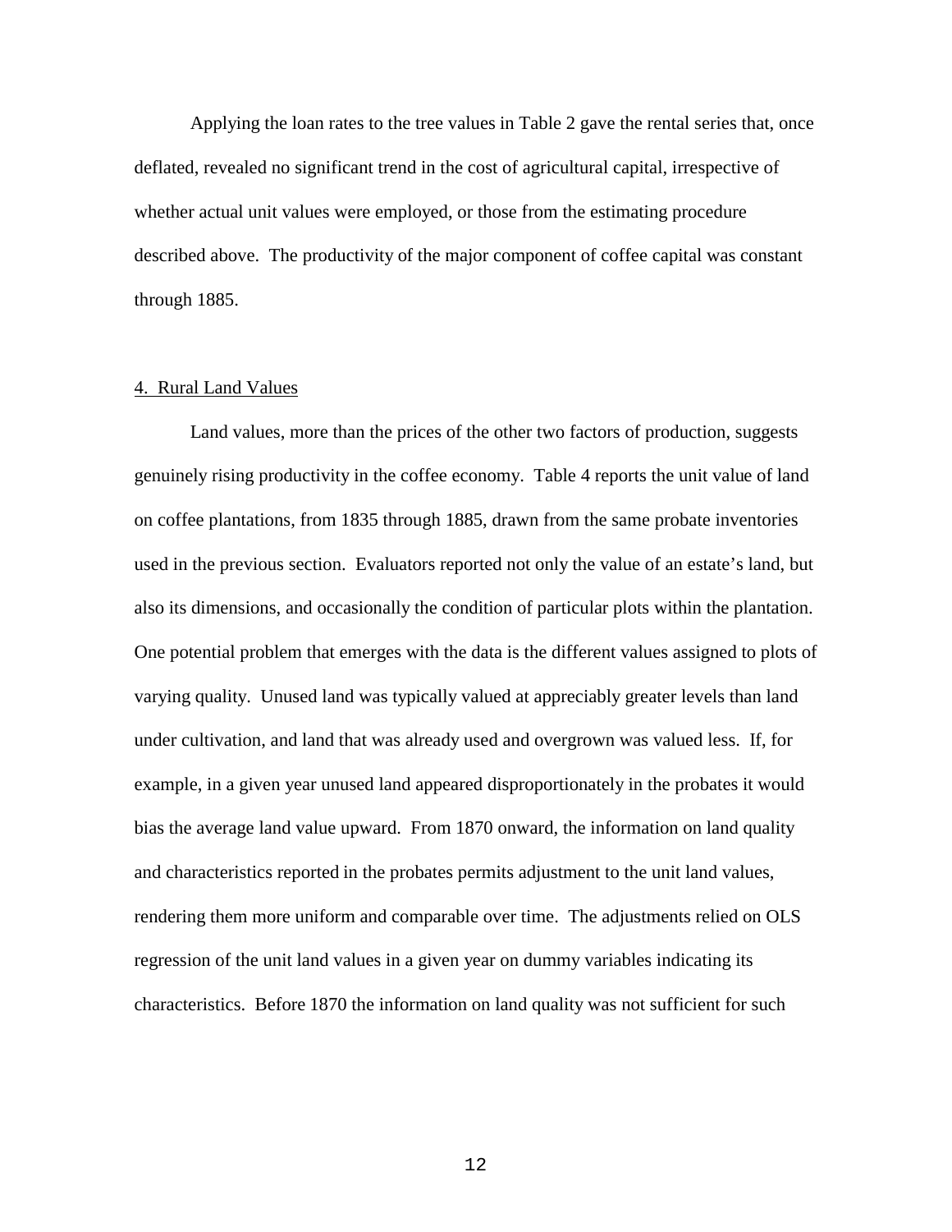Applying the loan rates to the tree values in Table 2 gave the rental series that, once deflated, revealed no significant trend in the cost of agricultural capital, irrespective of whether actual unit values were employed, or those from the estimating procedure described above. The productivity of the major component of coffee capital was constant through 1885.

## 4. Rural Land Values

Land values, more than the prices of the other two factors of production, suggests genuinely rising productivity in the coffee economy. Table 4 reports the unit value of land on coffee plantations, from 1835 through 1885, drawn from the same probate inventories used in the previous section. Evaluators reported not only the value of an estate's land, but also its dimensions, and occasionally the condition of particular plots within the plantation. One potential problem that emerges with the data is the different values assigned to plots of varying quality. Unused land was typically valued at appreciably greater levels than land under cultivation, and land that was already used and overgrown was valued less. If, for example, in a given year unused land appeared disproportionately in the probates it would bias the average land value upward. From 1870 onward, the information on land quality and characteristics reported in the probates permits adjustment to the unit land values, rendering them more uniform and comparable over time. The adjustments relied on OLS regression of the unit land values in a given year on dummy variables indicating its characteristics. Before 1870 the information on land quality was not sufficient for such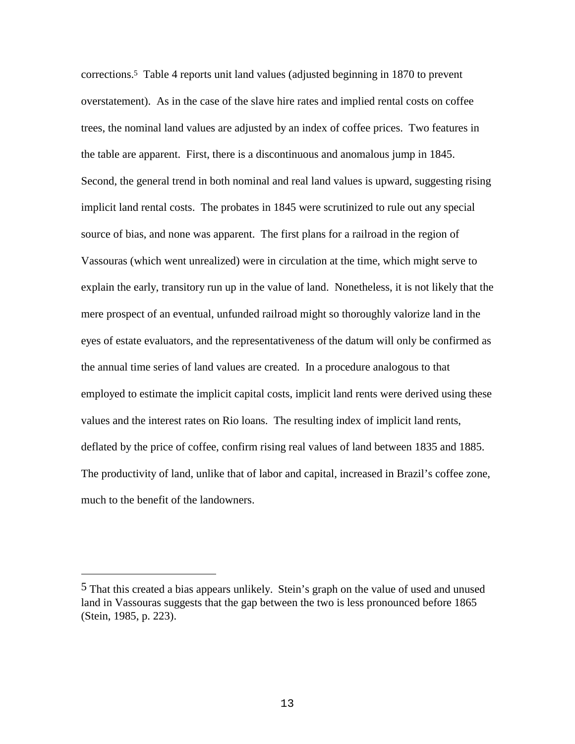corrections.[5] Table 4 reports unit land values (adjusted beginning in 1870 to prevent overstatement). As in the case of the slave hire rates and implied rental costs on coffee trees, the nominal land values are adjusted by an index of coffee prices. Two features in the table are apparent. First, there is a discontinuous and anomalous jump in 1845. Second, the general trend in both nominal and real land values is upward, suggesting rising implicit land rental costs. The probates in 1845 were scrutinized to rule out any special source of bias, and none was apparent. The first plans for a railroad in the region of Vassouras (which went unrealized) were in circulation at the time, which might serve to explain the early, transitory run up in the value of land. Nonetheless, it is not likely that the mere prospect of an eventual, unfunded railroad might so thoroughly valorize land in the eyes of estate evaluators, and the representativeness of the datum will only be confirmed as the annual time series of land values are created. In a procedure analogous to that employed to estimate the implicit capital costs, implicit land rents were derived using these values and the interest rates on Rio loans. The resulting index of implicit land rents, deflated by the price of coffee, confirm rising real values of land between 1835 and 1885. The productivity of land, unlike that of labor and capital, increased in Brazil's coffee zone, much to the benefit of the landowners.

---

[5] That this created a bias appears unlikely. Stein's graph on the value of used and unused land in Vassouras suggests that the gap between the two is less pronounced before 1865 (Stein, 1985, p. 223).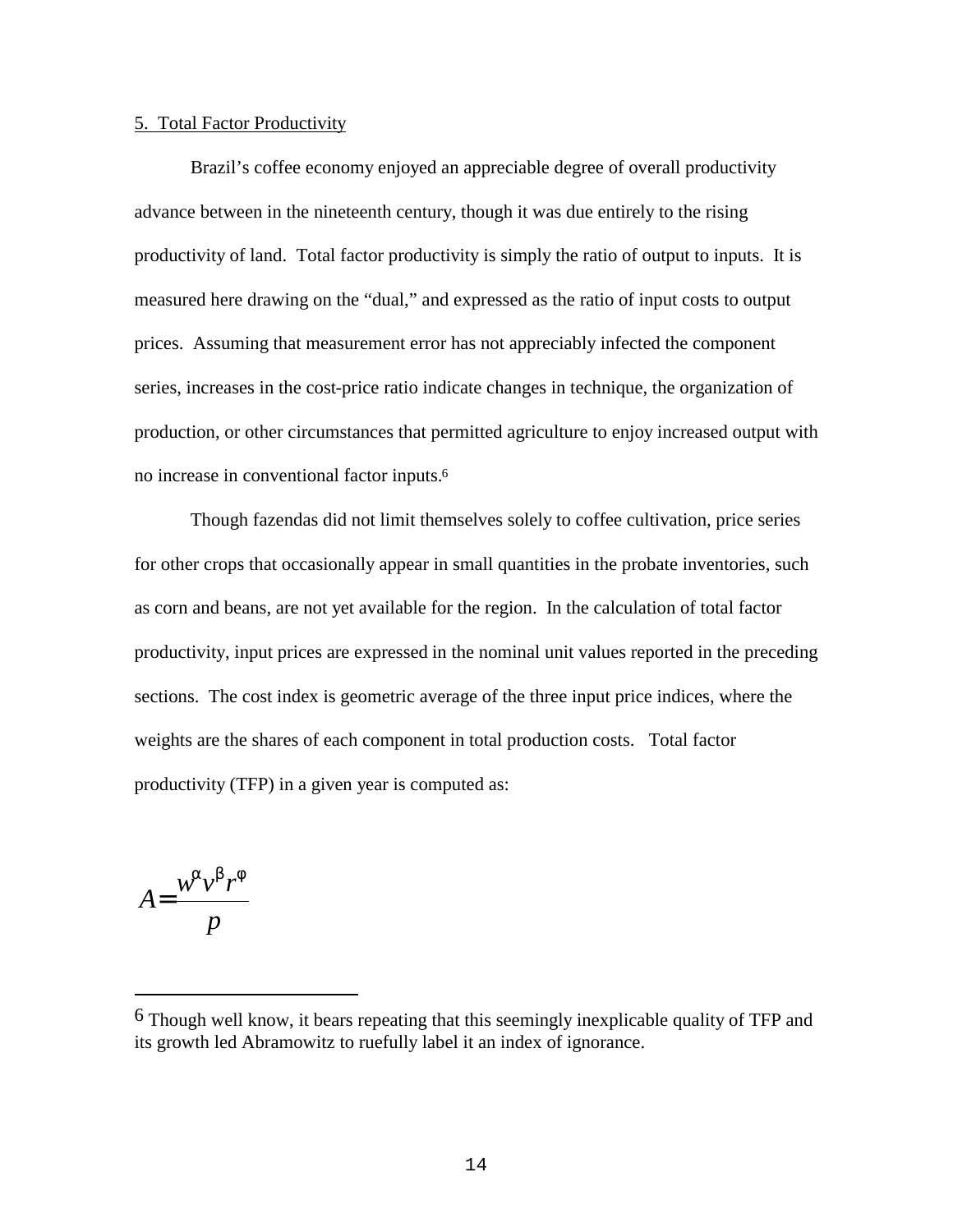## 5. Total Factor Productivity

Brazil's coffee economy enjoyed an appreciable degree of overall productivity advance between in the nineteenth century, though it was due entirely to the rising productivity of land. Total factor productivity is simply the ratio of output to inputs. It is measured here drawing on the "dual," and expressed as the ratio of input costs to output prices. Assuming that measurement error has not appreciably infected the component series, increases in the cost-price ratio indicate changes in technique, the organization of production, or other circumstances that permitted agriculture to enjoy increased output with no increase in conventional factor inputs.[6]

Though fazendas did not limit themselves solely to coffee cultivation, price series for other crops that occasionally appear in small quantities in the probate inventories, such as corn and beans, are not yet available for the region. In the calculation of total factor productivity, input prices are expressed in the nominal unit values reported in the preceding sections. The cost index is geometric average of the three input price indices, where the weights are the shares of each component in total production costs. Total factor productivity (TFP) in a given year is computed as:

$$A = \frac{w^{\alpha} v^{\beta} r^{\varphi}}{p}$$

---

[6] Though well know, it bears repeating that this seemingly inexplicable quality of TFP and its growth led Abramowitz to ruefully label it an index of ignorance.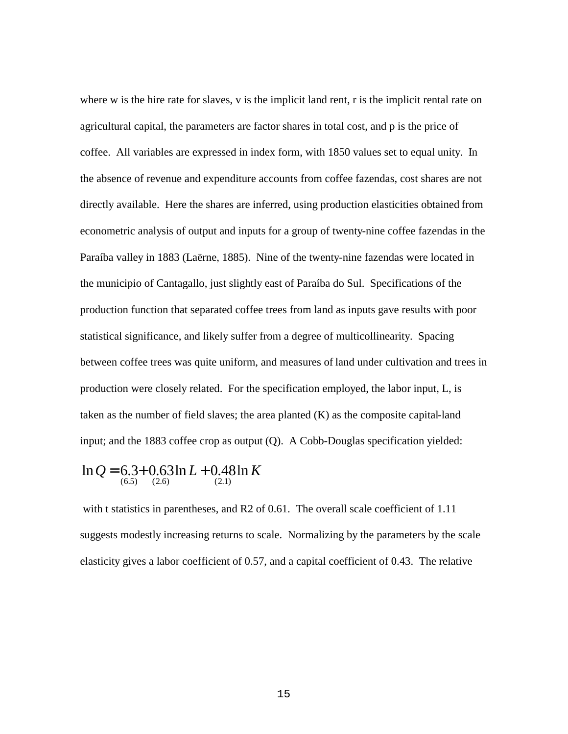where w is the hire rate for slaves, v is the implicit land rent, r is the implicit rental rate on agricultural capital, the parameters are factor shares in total cost, and p is the price of coffee. All variables are expressed in index form, with 1850 values set to equal unity. In the absence of revenue and expenditure accounts from coffee fazendas, cost shares are not directly available. Here the shares are inferred, using production elasticities obtained from econometric analysis of output and inputs for a group of twenty-nine coffee fazendas in the Paraíba valley in 1883 (Laërne, 1885). Nine of the twenty-nine fazendas were located in the municipio of Cantagallo, just slightly east of Paraíba do Sul. Specifications of the production function that separated coffee trees from land as inputs gave results with poor statistical significance, and likely suffer from a degree of multicollinearity. Spacing between coffee trees was quite uniform, and measures of land under cultivation and trees in production were closely related. For the specification employed, the labor input, L, is taken as the number of field slaves; the area planted (K) as the composite capital-land input; and the 1883 coffee crop as output (Q). A Cobb-Douglas specification yielded:

$$\ln Q = \underset{(6.5)}{6.3} + \underset{(2.6)}{0.63} \ln L + \underset{(2.1)}{0.48} \ln K$$

with t statistics in parentheses, and R2 of 0.61. The overall scale coefficient of 1.11 suggests modestly increasing returns to scale. Normalizing by the parameters by the scale elasticity gives a labor coefficient of 0.57, and a capital coefficient of 0.43. The relative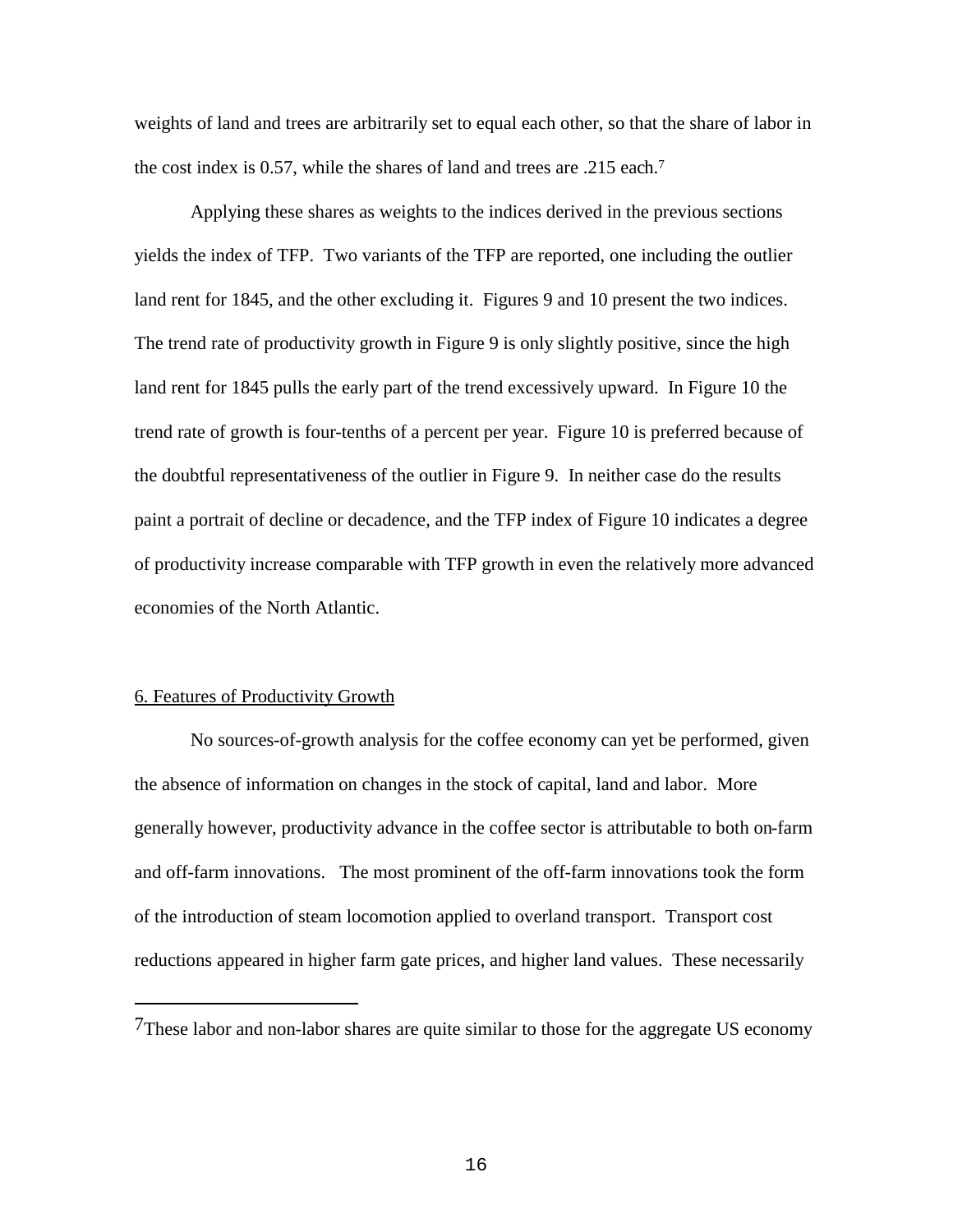weights of land and trees are arbitrarily set to equal each other, so that the share of labor in the cost index is 0.57, while the shares of land and trees are .215 each.[7]

Applying these shares as weights to the indices derived in the previous sections yields the index of TFP. Two variants of the TFP are reported, one including the outlier land rent for 1845, and the other excluding it. Figures 9 and 10 present the two indices. The trend rate of productivity growth in Figure 9 is only slightly positive, since the high land rent for 1845 pulls the early part of the trend excessively upward. In Figure 10 the trend rate of growth is four-tenths of a percent per year. Figure 10 is preferred because of the doubtful representativeness of the outlier in Figure 9. In neither case do the results paint a portrait of decline or decadence, and the TFP index of Figure 10 indicates a degree of productivity increase comparable with TFP growth in even the relatively more advanced economies of the North Atlantic.

## 6. Features of Productivity Growth

No sources-of-growth analysis for the coffee economy can yet be performed, given the absence of information on changes in the stock of capital, land and labor. More generally however, productivity advance in the coffee sector is attributable to both on-farm and off-farm innovations. The most prominent of the off-farm innovations took the form of the introduction of steam locomotion applied to overland transport. Transport cost reductions appeared in higher farm gate prices, and higher land values. These necessarily

---

[7] These labor and non-labor shares are quite similar to those for the aggregate US economy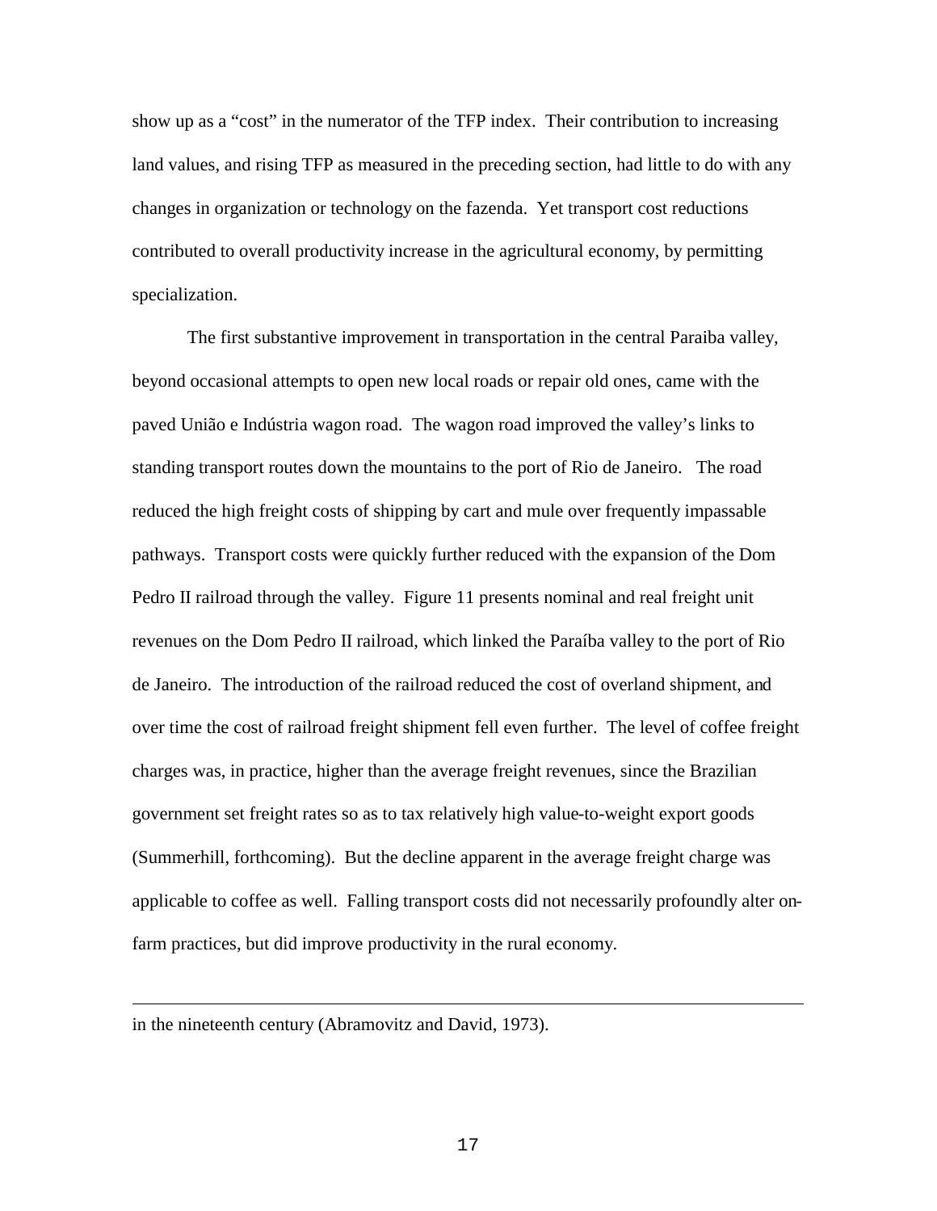show up as a "cost" in the numerator of the TFP index. Their contribution to increasing land values, and rising TFP as measured in the preceding section, had little to do with any changes in organization or technology on the fazenda. Yet transport cost reductions contributed to overall productivity increase in the agricultural economy, by permitting specialization.

The first substantive improvement in transportation in the central Paraiba valley, beyond occasional attempts to open new local roads or repair old ones, came with the paved União e Indústria wagon road. The wagon road improved the valley's links to standing transport routes down the mountains to the port of Rio de Janeiro. The road reduced the high freight costs of shipping by cart and mule over frequently impassable pathways. Transport costs were quickly further reduced with the expansion of the Dom Pedro II railroad through the valley. Figure 11 presents nominal and real freight unit revenues on the Dom Pedro II railroad, which linked the Paraíba valley to the port of Rio de Janeiro. The introduction of the railroad reduced the cost of overland shipment, and over time the cost of railroad freight shipment fell even further. The level of coffee freight charges was, in practice, higher than the average freight revenues, since the Brazilian government set freight rates so as to tax relatively high value-to-weight export goods (Summerhill, forthcoming). But the decline apparent in the average freight charge was applicable to coffee as well. Falling transport costs did not necessarily profoundly alter on-farm practices, but did improve productivity in the rural economy.

---

in the nineteenth century (Abramovitz and David, 1973).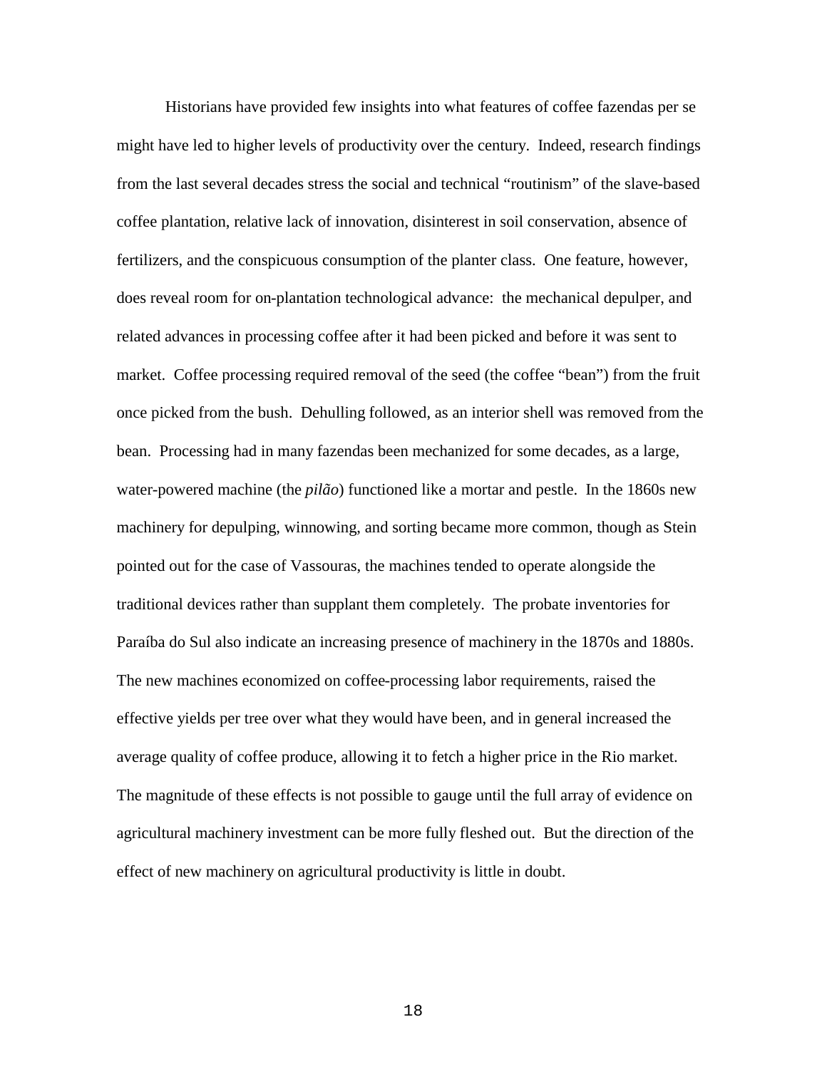Historians have provided few insights into what features of coffee fazendas per se might have led to higher levels of productivity over the century. Indeed, research findings from the last several decades stress the social and technical "routinism" of the slave-based coffee plantation, relative lack of innovation, disinterest in soil conservation, absence of fertilizers, and the conspicuous consumption of the planter class. One feature, however, does reveal room for on-plantation technological advance: the mechanical depulper, and related advances in processing coffee after it had been picked and before it was sent to market. Coffee processing required removal of the seed (the coffee "bean") from the fruit once picked from the bush. Dehulling followed, as an interior shell was removed from the bean. Processing had in many fazendas been mechanized for some decades, as a large, water-powered machine (the *pilão*) functioned like a mortar and pestle. In the 1860s new machinery for depulping, winnowing, and sorting became more common, though as Stein pointed out for the case of Vassouras, the machines tended to operate alongside the traditional devices rather than supplant them completely. The probate inventories for Paraíba do Sul also indicate an increasing presence of machinery in the 1870s and 1880s. The new machines economized on coffee-processing labor requirements, raised the effective yields per tree over what they would have been, and in general increased the average quality of coffee produce, allowing it to fetch a higher price in the Rio market. The magnitude of these effects is not possible to gauge until the full array of evidence on agricultural machinery investment can be more fully fleshed out. But the direction of the effect of new machinery on agricultural productivity is little in doubt.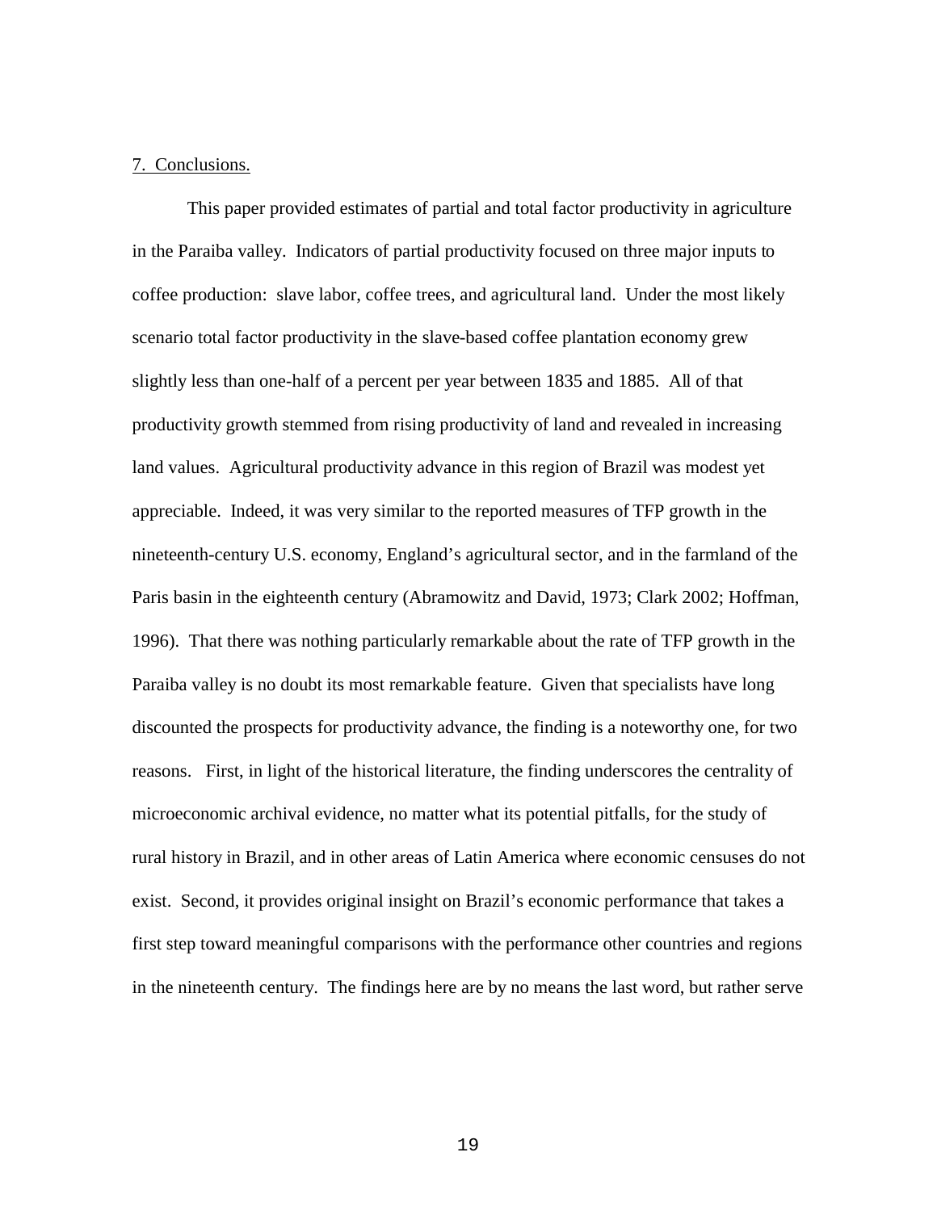7. Conclusions.

This paper provided estimates of partial and total factor productivity in agriculture in the Paraiba valley. Indicators of partial productivity focused on three major inputs to coffee production: slave labor, coffee trees, and agricultural land. Under the most likely scenario total factor productivity in the slave-based coffee plantation economy grew slightly less than one-half of a percent per year between 1835 and 1885. All of that productivity growth stemmed from rising productivity of land and revealed in increasing land values. Agricultural productivity advance in this region of Brazil was modest yet appreciable. Indeed, it was very similar to the reported measures of TFP growth in the nineteenth-century U.S. economy, England's agricultural sector, and in the farmland of the Paris basin in the eighteenth century (Abramowitz and David, 1973; Clark 2002; Hoffman, 1996). That there was nothing particularly remarkable about the rate of TFP growth in the Paraiba valley is no doubt its most remarkable feature. Given that specialists have long discounted the prospects for productivity advance, the finding is a noteworthy one, for two reasons. First, in light of the historical literature, the finding underscores the centrality of microeconomic archival evidence, no matter what its potential pitfalls, for the study of rural history in Brazil, and in other areas of Latin America where economic censuses do not exist. Second, it provides original insight on Brazil's economic performance that takes a first step toward meaningful comparisons with the performance other countries and regions in the nineteenth century. The findings here are by no means the last word, but rather serve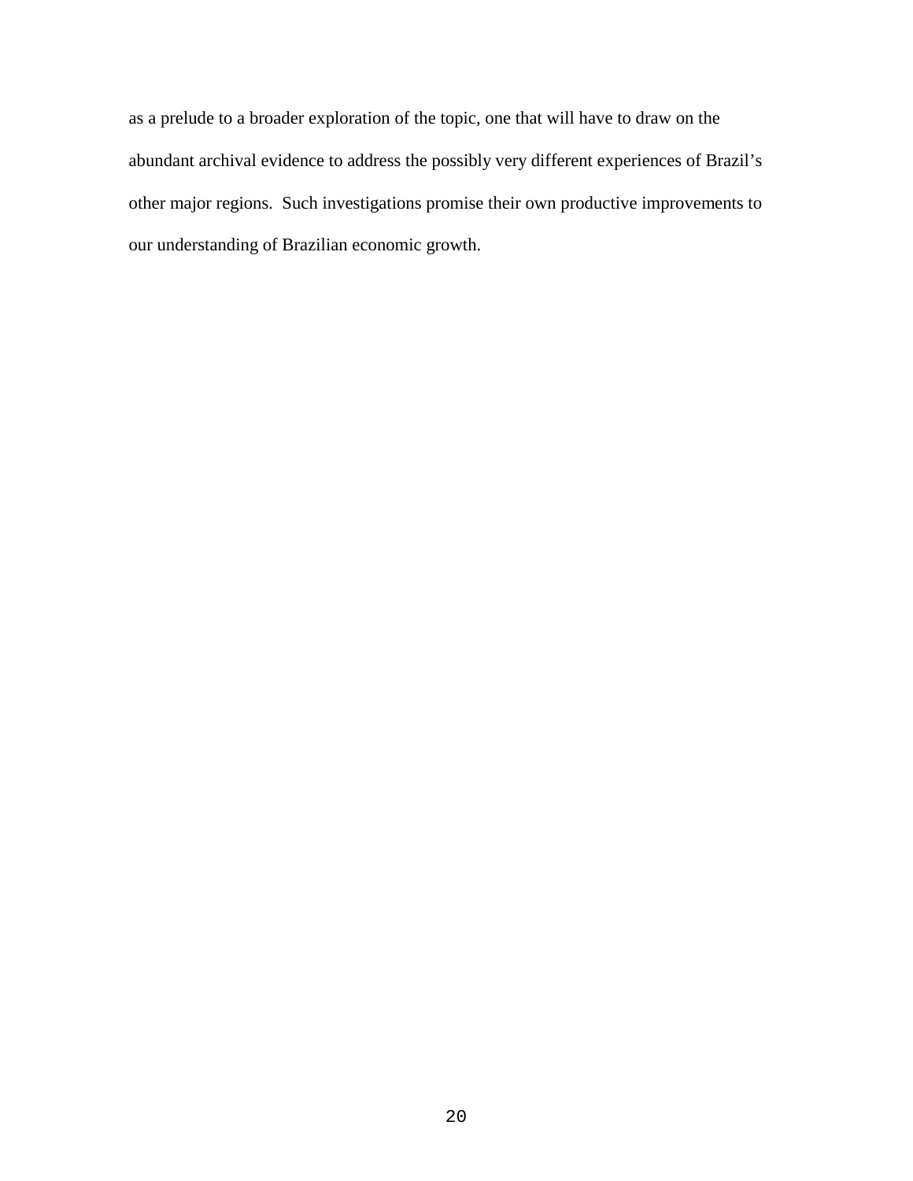as a prelude to a broader exploration of the topic, one that will have to draw on the abundant archival evidence to address the possibly very different experiences of Brazil's other major regions. Such investigations promise their own productive improvements to our understanding of Brazilian economic growth.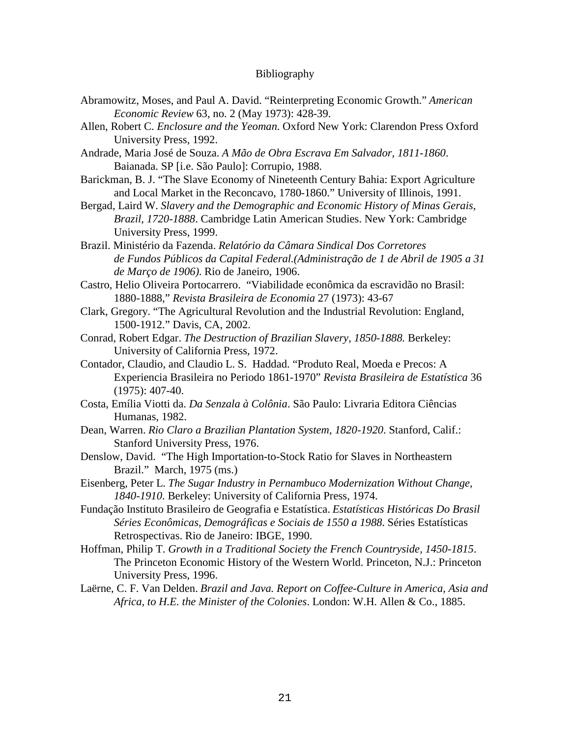# Bibliography

Abramowitz, Moses, and Paul A. David. “Reinterpreting Economic Growth.” *American Economic Review* 63, no. 2 (May 1973): 428-39.

Allen, Robert C. *Enclosure and the Yeoman*. Oxford New York: Clarendon Press Oxford University Press, 1992.

Andrade, Maria José de Souza. *A Mão de Obra Escrava Em Salvador, 1811-1860*. Baianada. SP [i.e. São Paulo]: Corrupio, 1988.

Barickman, B. J. “The Slave Economy of Nineteenth Century Bahia: Export Agriculture and Local Market in the Reconcavo, 1780-1860.” University of Illinois, 1991.

Bergad, Laird W. *Slavery and the Demographic and Economic History of Minas Gerais, Brazil, 1720-1888*. Cambridge Latin American Studies. New York: Cambridge University Press, 1999.

Brazil. Ministério da Fazenda. *Relatório da Câmara Sindical Dos Corretores de Fundos Públicos da Capital Federal.(Administração de 1 de Abril de 1905 a 31 de Março de 1906).* Rio de Janeiro, 1906.

Castro, Helio Oliveira Portocarrero. “Viabilidade econômica da escravidão no Brasil: 1880-1888,” *Revista Brasileira de Economia* 27 (1973): 43-67

Clark, Gregory. “The Agricultural Revolution and the Industrial Revolution: England, 1500-1912.” Davis, CA, 2002.

Conrad, Robert Edgar. *The Destruction of Brazilian Slavery, 1850-1888.* Berkeley: University of California Press, 1972.

Contador, Claudio, and Claudio L. S. Haddad. “Produto Real, Moeda e Precos: A Experiencia Brasileira no Periodo 1861-1970” *Revista Brasileira de Estatística* 36 (1975): 407-40.

Costa, Emília Viotti da. *Da Senzala à Colônia*. São Paulo: Livraria Editora Ciências Humanas, 1982.

Dean, Warren. *Rio Claro a Brazilian Plantation System, 1820-1920*. Stanford, Calif.: Stanford University Press, 1976.

Denslow, David. “The High Importation-to-Stock Ratio for Slaves in Northeastern Brazil.” March, 1975 (ms.)

Eisenberg, Peter L. *The Sugar Industry in Pernambuco Modernization Without Change, 1840-1910*. Berkeley: University of California Press, 1974.

Fundação Instituto Brasileiro de Geografia e Estatística. *Estatísticas Históricas Do Brasil Séries Econômicas, Demográficas e Sociais de 1550 a 1988.* Séries Estatísticas Retrospectivas. Rio de Janeiro: IBGE, 1990.

Hoffman, Philip T. *Growth in a Traditional Society the French Countryside, 1450-1815*. The Princeton Economic History of the Western World. Princeton, N.J.: Princeton University Press, 1996.

Laërne, C. F. Van Delden. *Brazil and Java. Report on Coffee-Culture in America, Asia and Africa, to H.E. the Minister of the Colonies*. London: W.H. Allen & Co., 1885.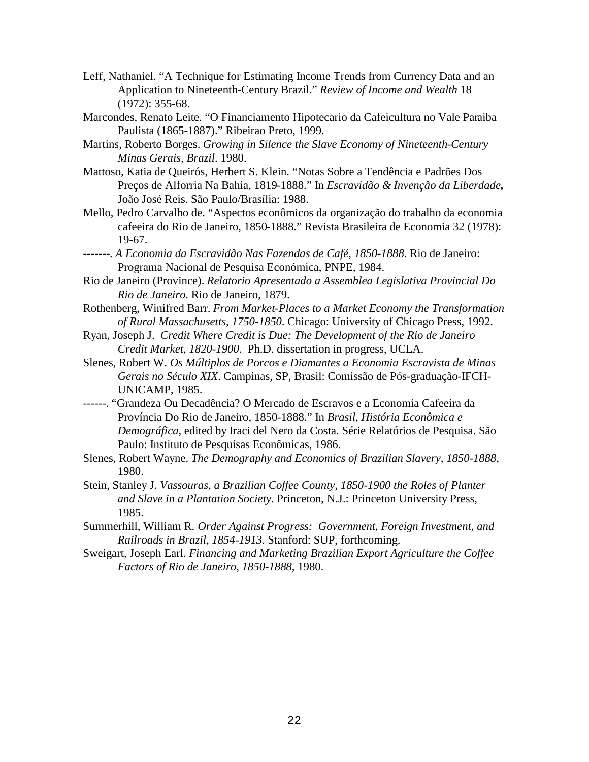Leff, Nathaniel. “A Technique for Estimating Income Trends from Currency Data and an Application to Nineteenth-Century Brazil.” *Review of Income and Wealth* 18 (1972): 355-68.

Marcondes, Renato Leite. “O Financiamento Hipotecario da Cafeicultura no Vale Paraiba Paulista (1865-1887).” Ribeirao Preto, 1999.

Martins, Roberto Borges. *Growing in Silence the Slave Economy of Nineteenth-Century Minas Gerais, Brazil*. 1980.

Mattoso, Katia de Queirós, Herbert S. Klein. “Notas Sobre a Tendência e Padrões Dos Preços de Alforria Na Bahia, 1819-1888.” In *Escravidão & Invenção da Liberdade***,** João José Reis. São Paulo/Brasília: 1988.

Mello, Pedro Carvalho de. “Aspectos econômicos da organização do trabalho da economia cafeeira do Rio de Janeiro, 1850-1888.” Revista Brasileira de Economia 32 (1978): 19-67.

-------. *A Economia da Escravidão Nas Fazendas de Café, 1850-1888*. Rio de Janeiro: Programa Nacional de Pesquisa Económica, PNPE, 1984.

Rio de Janeiro (Province). *Relatorio Apresentado a Assemblea Legislativa Provincial Do Rio de Janeiro.* Rio de Janeiro, 1879.

Rothenberg, Winifred Barr. *From Market-Places to a Market Economy the Transformation of Rural Massachusetts, 1750-1850*. Chicago: University of Chicago Press, 1992.

Ryan, Joseph J. *Credit Where Credit is Due: The Development of the Rio de Janeiro Credit Market, 1820-1900*. Ph.D. dissertation in progress, UCLA.

Slenes, Robert W. *Os Múltiplos de Porcos e Diamantes a Economia Escravista de Minas Gerais no Século XIX*. Campinas, SP, Brasil: Comissão de Pós-graduação-IFCH-UNICAMP, 1985.

------. “Grandeza Ou Decadência? O Mercado de Escravos e a Economia Cafeeira da Província Do Rio de Janeiro, 1850-1888.” In *Brasil, História Econômica e Demográfica*, edited by Iraci del Nero da Costa. Série Relatórios de Pesquisa. São Paulo: Instituto de Pesquisas Econômicas, 1986.

Slenes, Robert Wayne. *The Demography and Economics of Brazilian Slavery, 1850-1888*, 1980.

Stein, Stanley J. *Vassouras, a Brazilian Coffee County, 1850-1900 the Roles of Planter and Slave in a Plantation Society*. Princeton, N.J.: Princeton University Press, 1985.

Summerhill, William R. *Order Against Progress: Government, Foreign Investment, and Railroads in Brazil, 1854-1913*. Stanford: SUP, forthcoming.

Sweigart, Joseph Earl. *Financing and Marketing Brazilian Export Agriculture the Coffee Factors of Rio de Janeiro, 1850-1888*, 1980.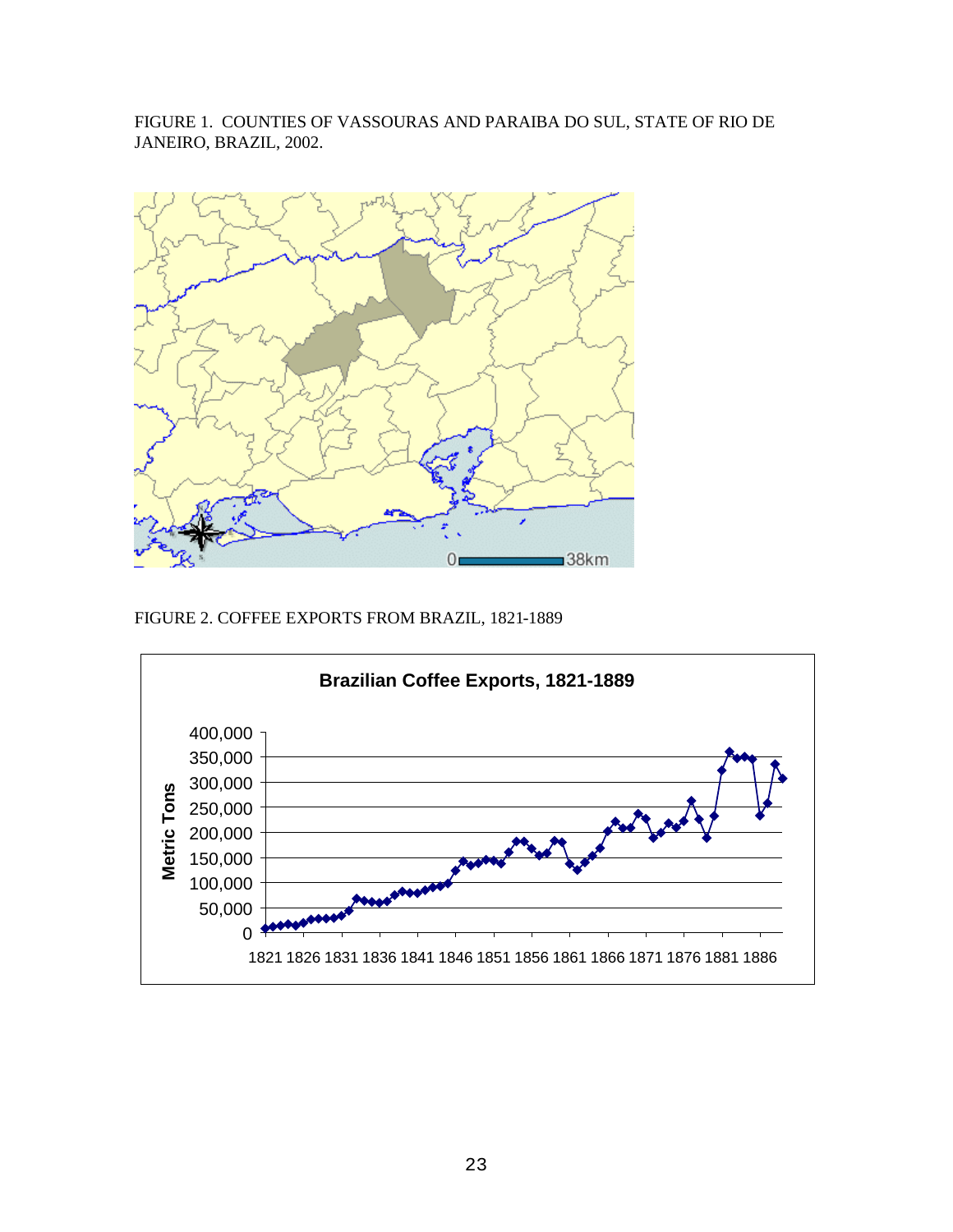FIGURE 1. COUNTIES OF VASSOURAS AND PARAIBA DO SUL, STATE OF RIO DE JANEIRO, BRAZIL, 2002.

FIGURE 2. COFFEE EXPORTS FROM BRAZIL, 1821-1889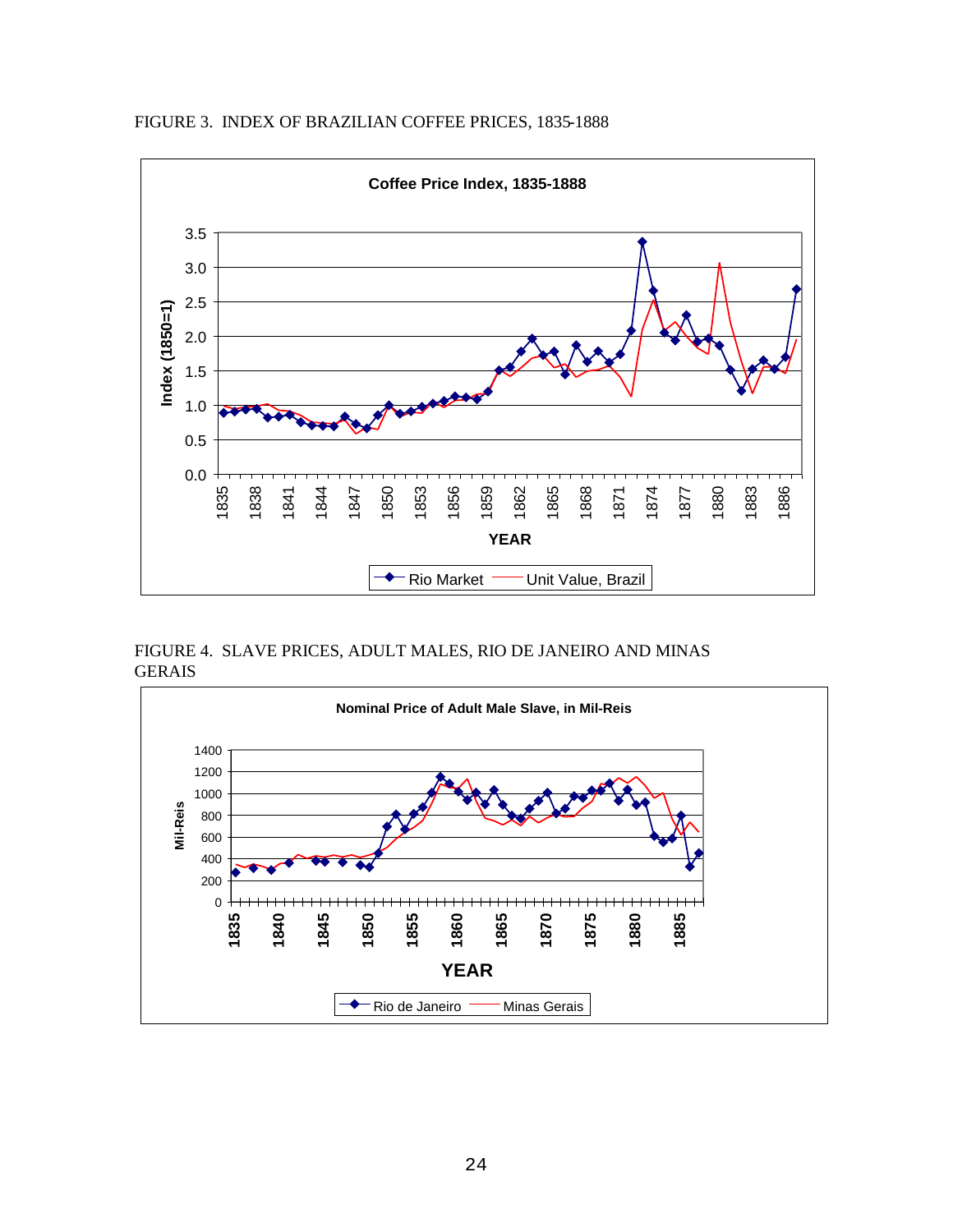FIGURE 3. INDEX OF BRAZILIAN COFFEE PRICES, 1835-1888

FIGURE 4. SLAVE PRICES, ADULT MALES, RIO DE JANEIRO AND MINAS GERAIS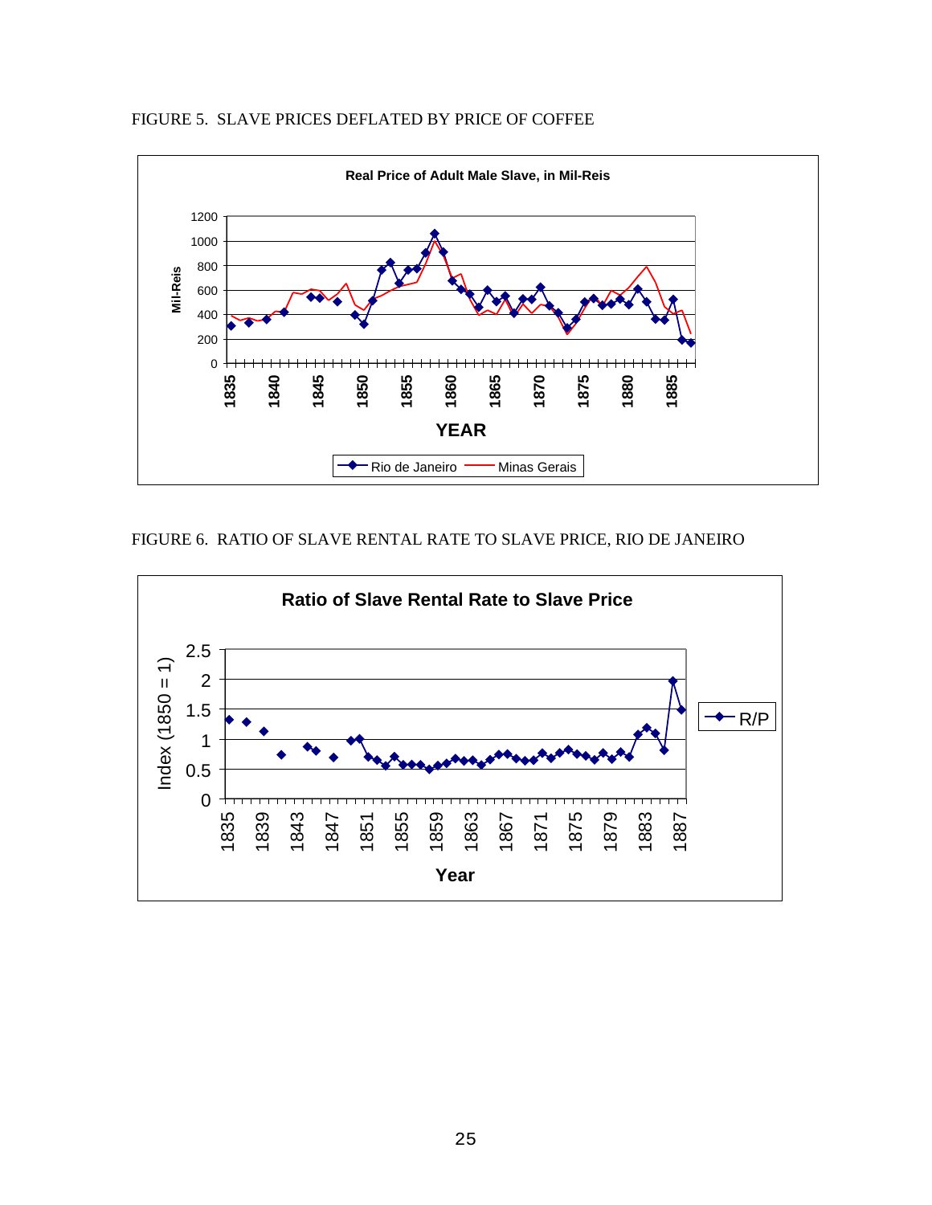FIGURE 5. SLAVE PRICES DEFLATED BY PRICE OF COFFEE

FIGURE 6. RATIO OF SLAVE RENTAL RATE TO SLAVE PRICE, RIO DE JANEIRO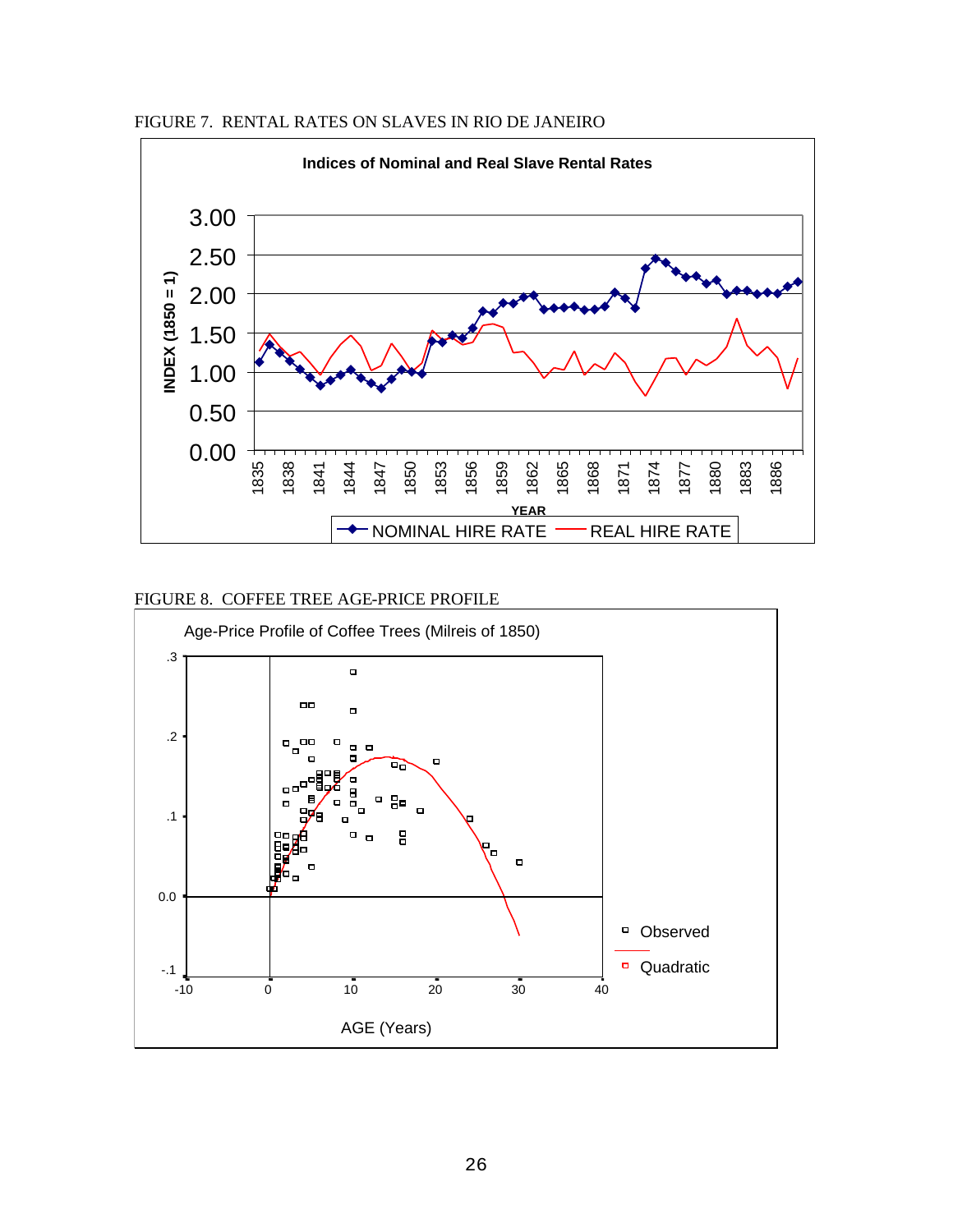FIGURE 7. RENTAL RATES ON SLAVES IN RIO DE JANEIRO

FIGURE 8. COFFEE TREE AGE-PRICE PROFILE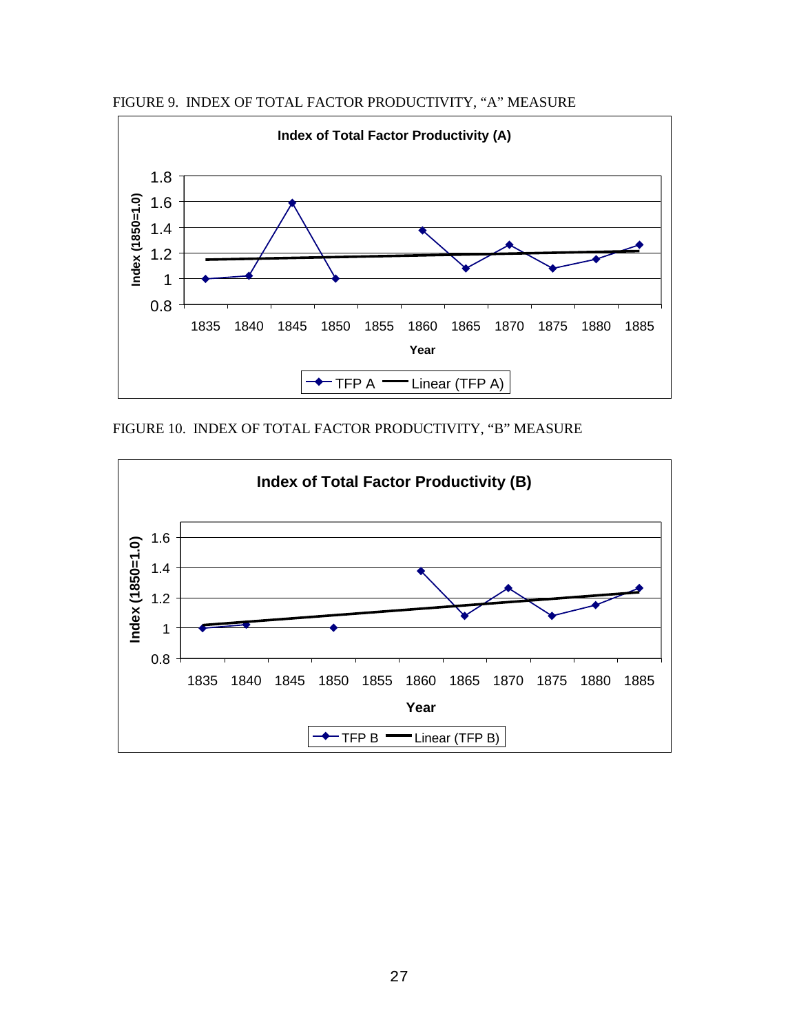FIGURE 9. INDEX OF TOTAL FACTOR PRODUCTIVITY, "A" MEASURE

FIGURE 10. INDEX OF TOTAL FACTOR PRODUCTIVITY, "B" MEASURE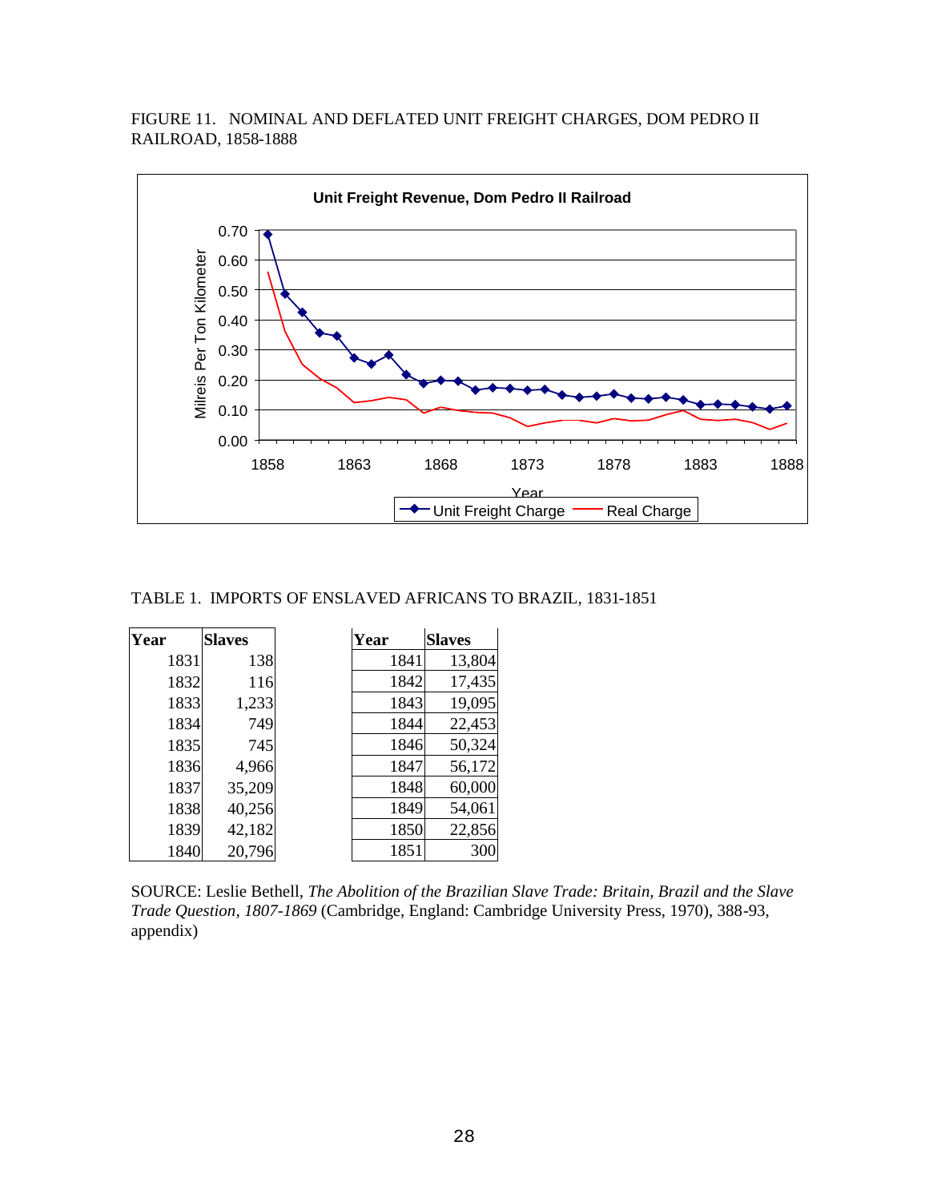FIGURE 11. NOMINAL AND DEFLATED UNIT FREIGHT CHARGES, DOM PEDRO II RAILROAD, 1858-1888

TABLE 1. IMPORTS OF ENSLAVED AFRICANS TO BRAZIL, 1831-1851

| Year | Slaves | Year | Slaves |
|---|---|---|---|
| 1831 | 138 | 1841 | 13,804 |
| 1832 | 116 | 1842 | 17,435 |
| 1833 | 1,233 | 1843 | 19,095 |
| 1834 | 749 | 1844 | 22,453 |
| 1835 | 745 | 1846 | 50,324 |
| 1836 | 4,966 | 1847 | 56,172 |
| 1837 | 35,209 | 1848 | 60,000 |
| 1838 | 40,256 | 1849 | 54,061 |
| 1839 | 42,182 | 1850 | 22,856 |
| 1840 | 20,796 | 1851 | 300 |

SOURCE: Leslie Bethell, *The Abolition of the Brazilian Slave Trade: Britain, Brazil and the Slave Trade Question, 1807-1869* (Cambridge, England: Cambridge University Press, 1970), 388-93, appendix)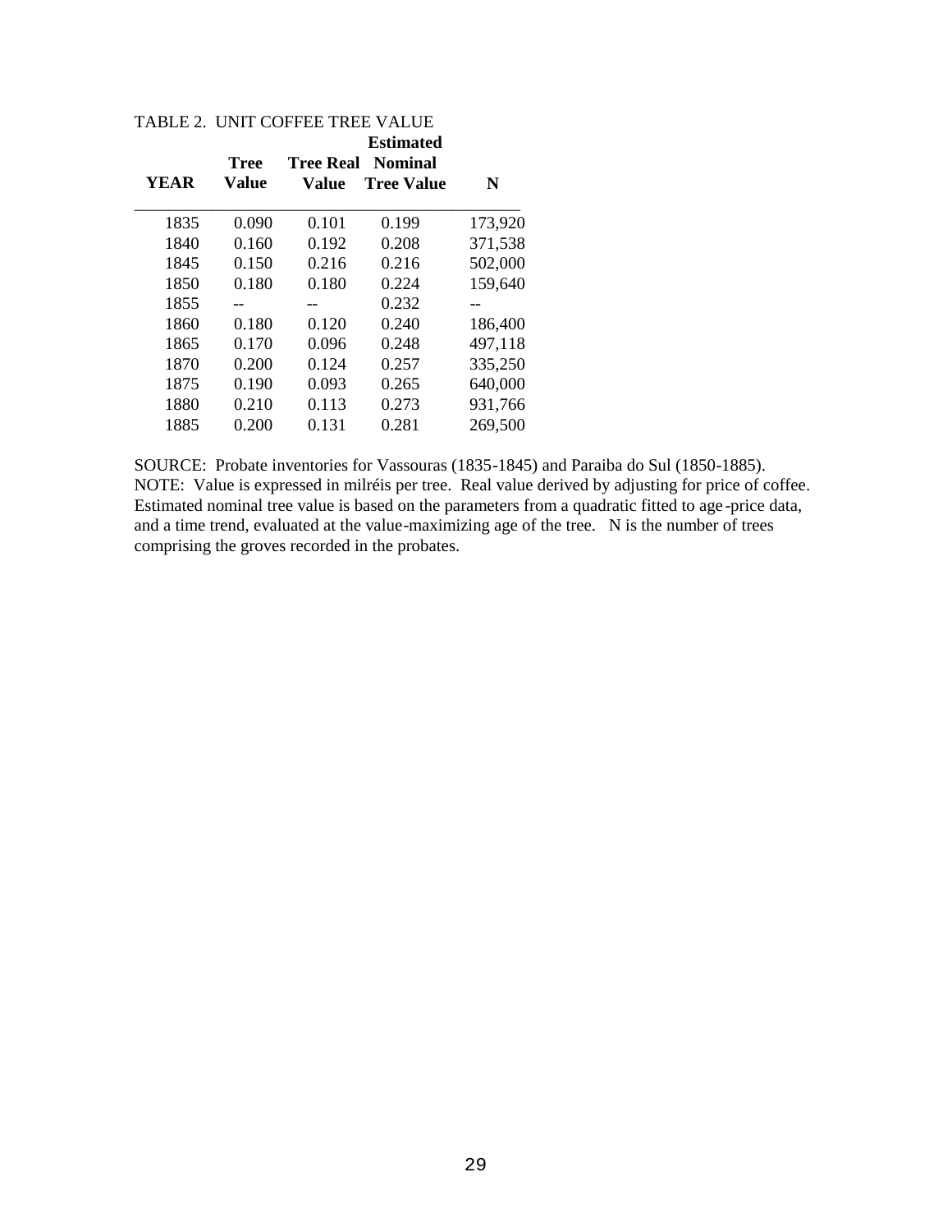TABLE 2. UNIT COFFEE TREE VALUE

| YEAR | Tree Value | Tree Real Value | Estimated Nominal Tree Value | N |
|---|---|---|---|---|
| 1835 | 0.090 | 0.101 | 0.199 | 173,920 |
| 1840 | 0.160 | 0.192 | 0.208 | 371,538 |
| 1845 | 0.150 | 0.216 | 0.216 | 502,000 |
| 1850 | 0.180 | 0.180 | 0.224 | 159,640 |
| 1855 | -- | -- | 0.232 | -- |
| 1860 | 0.180 | 0.120 | 0.240 | 186,400 |
| 1865 | 0.170 | 0.096 | 0.248 | 497,118 |
| 1870 | 0.200 | 0.124 | 0.257 | 335,250 |
| 1875 | 0.190 | 0.093 | 0.265 | 640,000 |
| 1880 | 0.210 | 0.113 | 0.273 | 931,766 |
| 1885 | 0.200 | 0.131 | 0.281 | 269,500 |

SOURCE: Probate inventories for Vassouras (1835-1845) and Paraiba do Sul (1850-1885).
NOTE: Value is expressed in milréis per tree. Real value derived by adjusting for price of coffee. Estimated nominal tree value is based on the parameters from a quadratic fitted to age-price data, and a time trend, evaluated at the value-maximizing age of the tree. N is the number of trees comprising the groves recorded in the probates.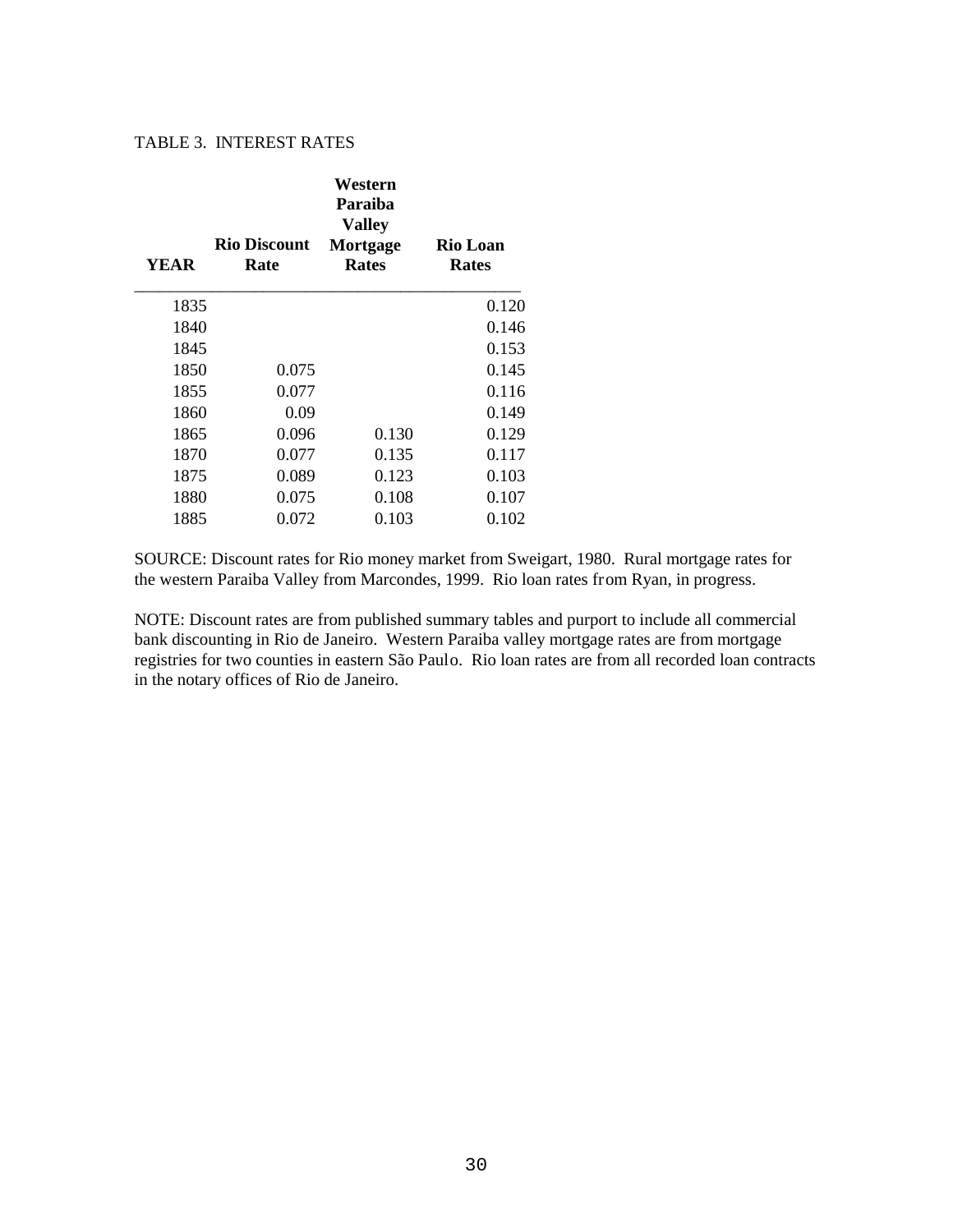TABLE 3. INTEREST RATES

| YEAR | Rio Discount Rate | Western Paraiba Valley Mortgage Rates | Rio Loan Rates |
|---|---|---|---|
| 1835 | | | 0.120 |
| 1840 | | | 0.146 |
| 1845 | | | 0.153 |
| 1850 | 0.075 | | 0.145 |
| 1855 | 0.077 | | 0.116 |
| 1860 | 0.09 | | 0.149 |
| 1865 | 0.096 | 0.130 | 0.129 |
| 1870 | 0.077 | 0.135 | 0.117 |
| 1875 | 0.089 | 0.123 | 0.103 |
| 1880 | 0.075 | 0.108 | 0.107 |
| 1885 | 0.072 | 0.103 | 0.102 |

SOURCE: Discount rates for Rio money market from Sweigart, 1980. Rural mortgage rates for the western Paraiba Valley from Marcondes, 1999. Rio loan rates from Ryan, in progress.

NOTE: Discount rates are from published summary tables and purport to include all commercial bank discounting in Rio de Janeiro. Western Paraiba valley mortgage rates are from mortgage registries for two counties in eastern São Paulo. Rio loan rates are from all recorded loan contracts in the notary offices of Rio de Janeiro.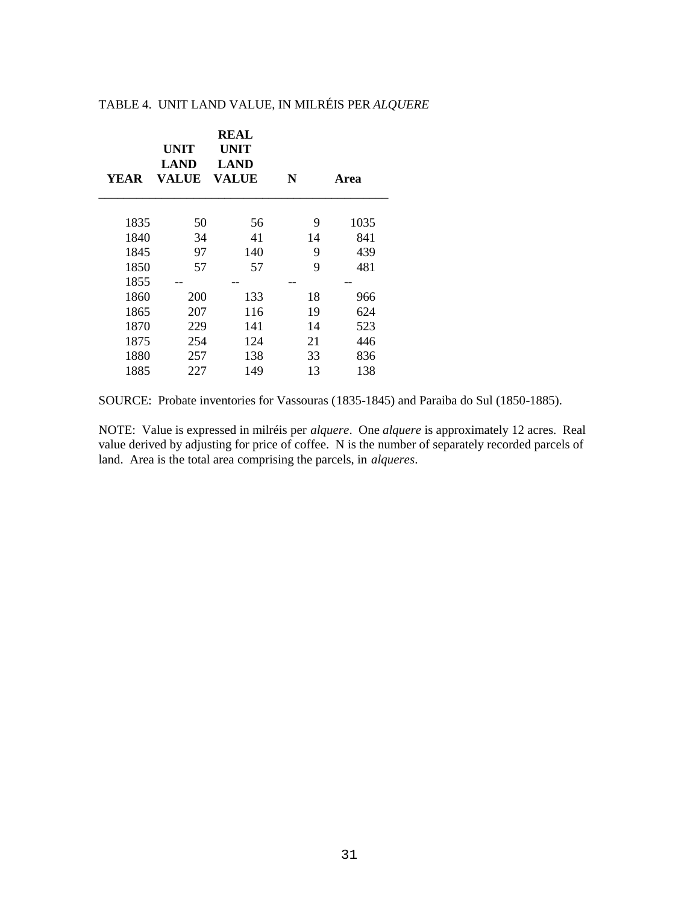TABLE 4. UNIT LAND VALUE, IN MILRÉIS PER *ALQUERE*

| YEAR | UNIT LAND VALUE | REAL UNIT LAND VALUE | N | Area |
|---|---|---|---|---|
| 1835 | 50 | 56 | 9 | 1035 |
| 1840 | 34 | 41 | 14 | 841 |
| 1845 | 97 | 140 | 9 | 439 |
| 1850 | 57 | 57 | 9 | 481 |
| 1855 | -- | -- | -- | -- |
| 1860 | 200 | 133 | 18 | 966 |
| 1865 | 207 | 116 | 19 | 624 |
| 1870 | 229 | 141 | 14 | 523 |
| 1875 | 254 | 124 | 21 | 446 |
| 1880 | 257 | 138 | 33 | 836 |
| 1885 | 227 | 149 | 13 | 138 |

SOURCE: Probate inventories for Vassouras (1835-1845) and Paraiba do Sul (1850-1885).

NOTE: Value is expressed in milréis per *alquere*. One *alquere* is approximately 12 acres. Real value derived by adjusting for price of coffee. N is the number of separately recorded parcels of land. Area is the total area comprising the parcels, in *alqueres*.